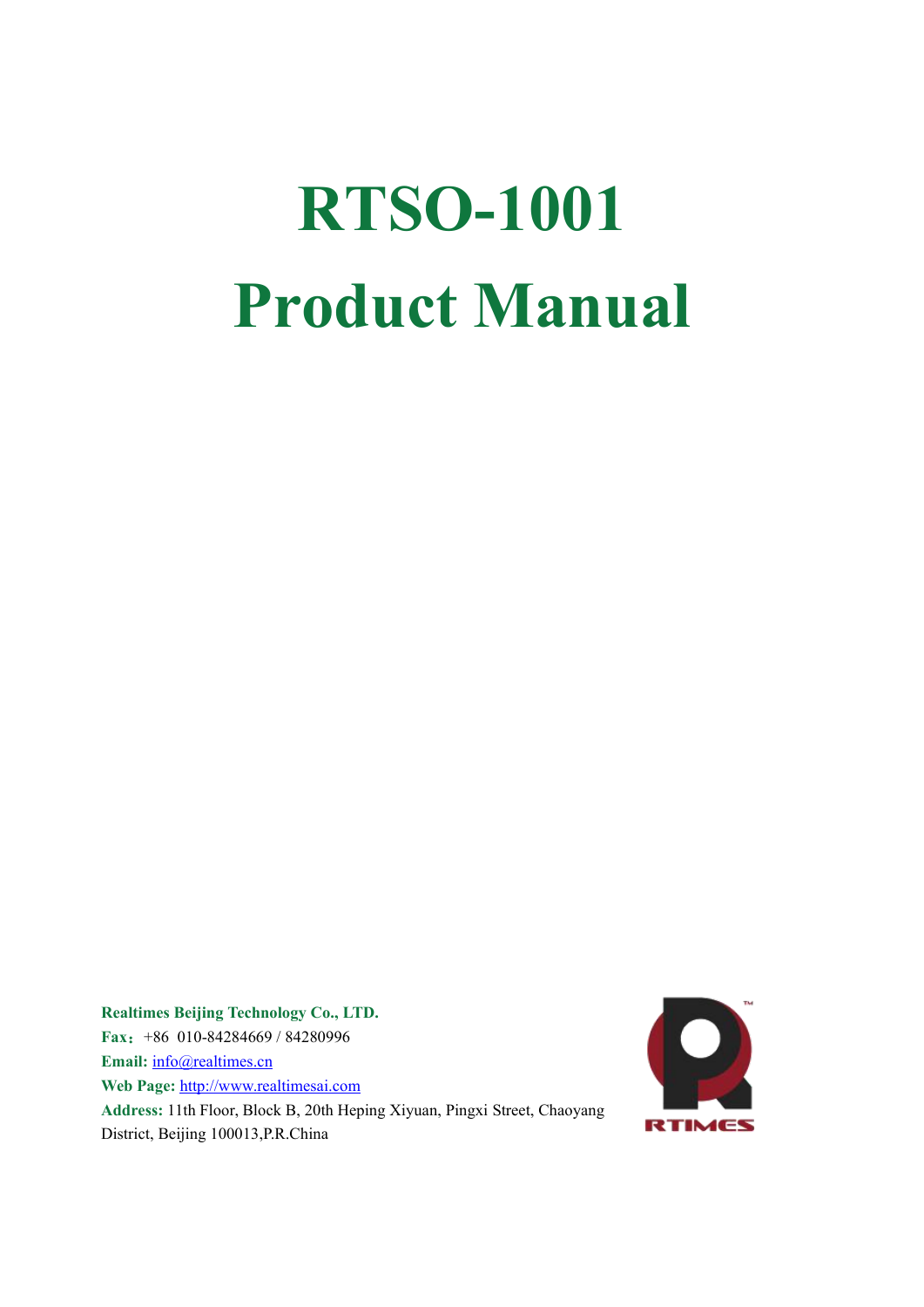# RTSO-1001
# Product Manual

**Realtimes Beijing Technology Co., LTD.**

**Fax：** +86 010-84284669 / 84280996

**Email:** info@realtimes.cn

**Web Page:** http://www.realtimesai.com

**Address:** 11th Floor, Block B, 20th Heping Xiyuan, Pingxi Street, Chaoyang District, Beijing 100013,P.R.China

RTIMES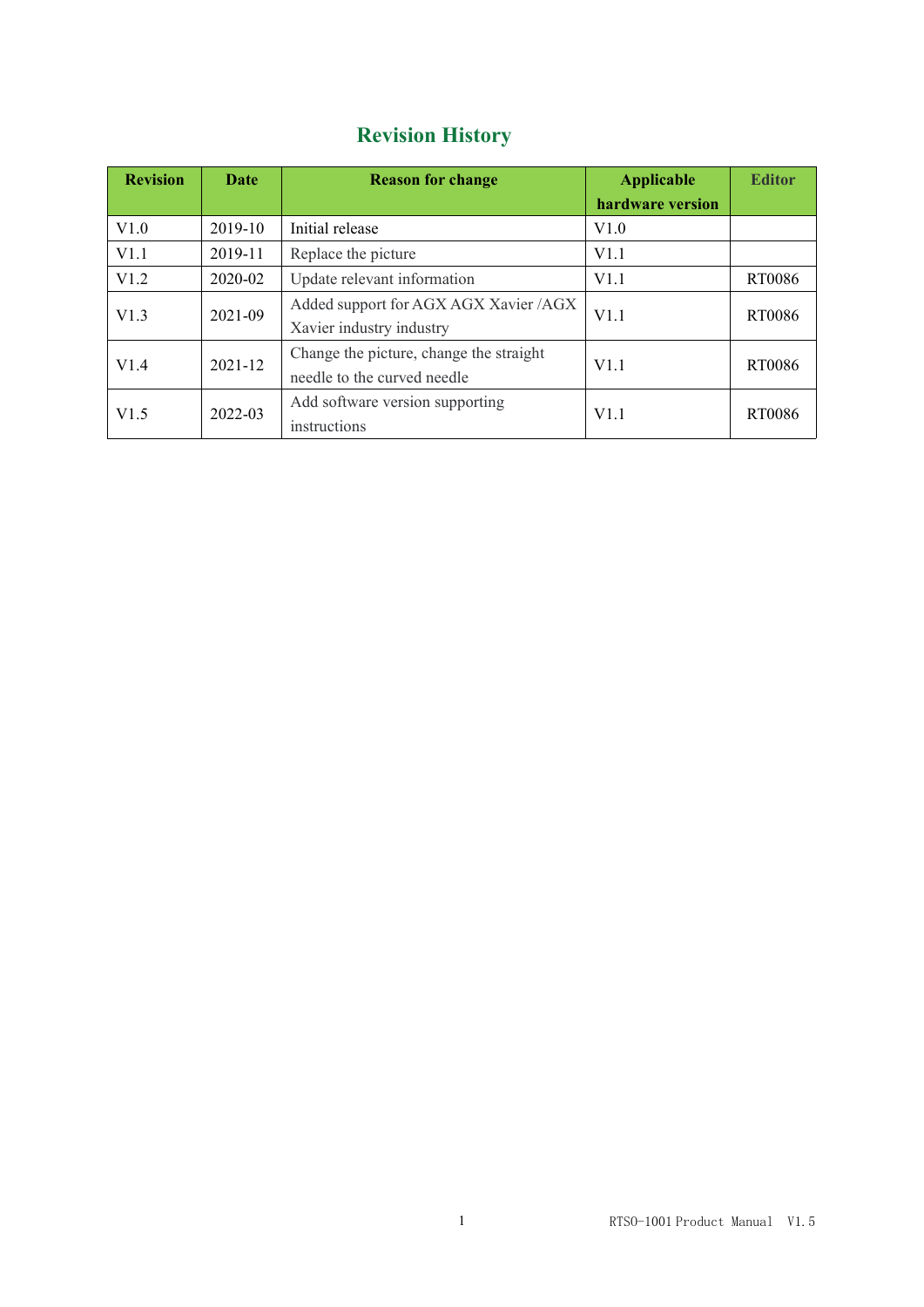# Revision History

| Revision | Date | Reason for change | Applicable hardware version | Editor |
|---|---|---|---|---|
| V1.0 | 2019-10 | Initial release | V1.0 | |
| V1.1 | 2019-11 | Replace the picture | V1.1 | |
| V1.2 | 2020-02 | Update relevant information | V1.1 | RT0086 |
| V1.3 | 2021-09 | Added support for AGX AGX Xavier /AGX Xavier industry industry | V1.1 | RT0086 |
| V1.4 | 2021-12 | Change the picture, change the straight needle to the curved needle | V1.1 | RT0086 |
| V1.5 | 2022-03 | Add software version supporting instructions | V1.1 | RT0086 |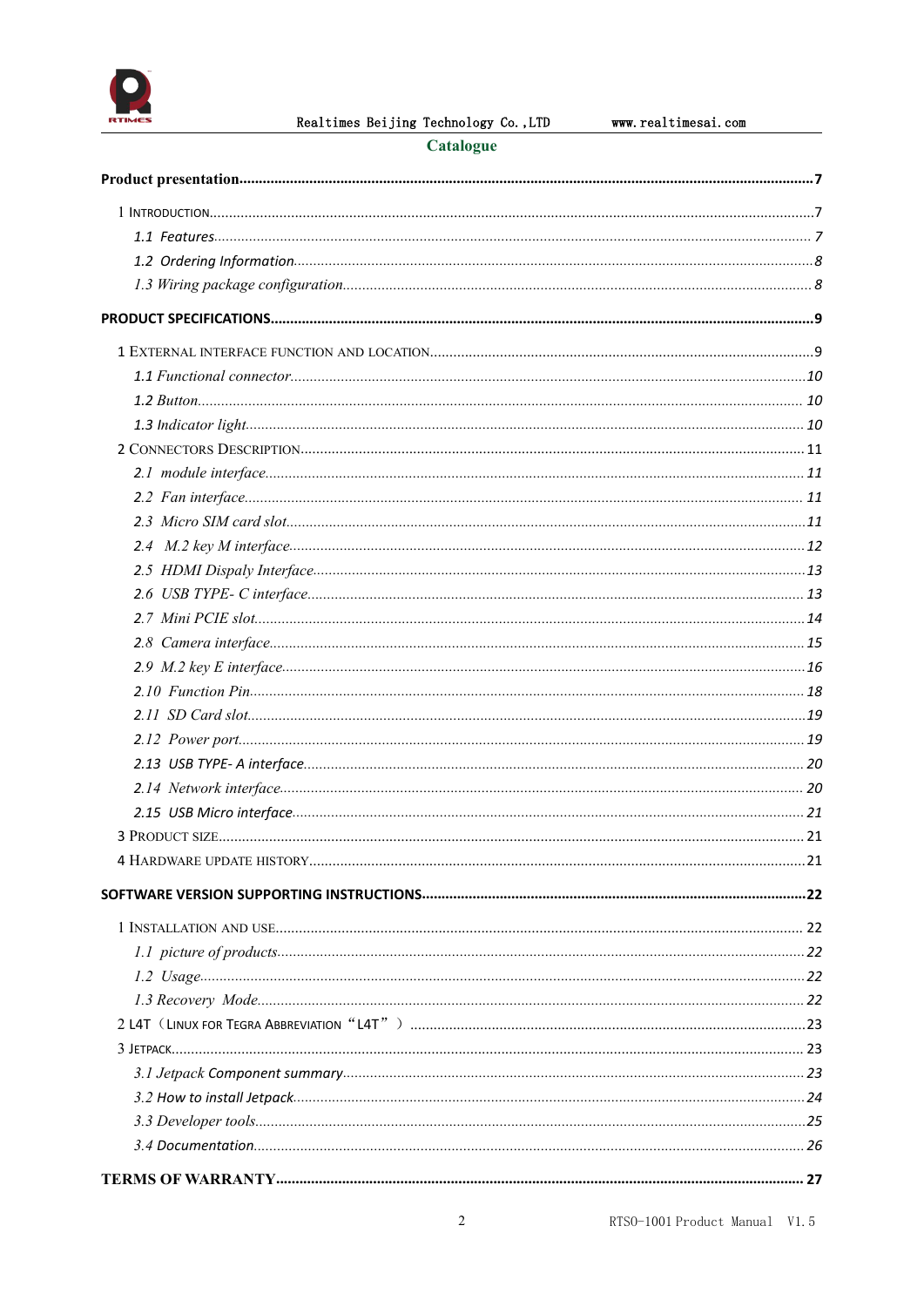# Catalogue

**Product presentation......7**

1 Introduction......7

1.1 Features......7

1.2 Ordering Information......8

1.3 Wiring package configuration......8

**PRODUCT SPECIFICATIONS......9**

1 External interface function and location......9

1.1 Functional connector......10

1.2 Button......10

1.3 Indicator light......10

2 Connectors Description......11

2.1 module interface......11

2.2 Fan interface......11

2.3 Micro SIM card slot......11

2.4 M.2 key M interface......12

2.5 HDMI Dispaly Interface......13

2.6 USB TYPE- C interface......13

2.7 Mini PCIE slot......14

2.8 Camera interface......15

2.9 M.2 key E interface......16

2.10 Function Pin......18

2.11 SD Card slot......19

2.12 Power port......19

2.13 USB TYPE- A interface......20

2.14 Network interface......20

2.15 USB Micro interface......21

3 Product size......21

4 Hardware update history......21

**SOFTWARE VERSION SUPPORTING INSTRUCTIONS......22**

1 Installation and use......22

1.1 picture of products......22

1.2 Usage......22

1.3 Recovery Mode......22

2 L4T（Linux for Tegra Abbreviation“L4T”）......23

3 Jetpack......23

3.1 Jetpack Component summary......23

3.2 How to install Jetpack......24

3.3 Developer tools......25

3.4 Documentation......26

**TERMS OF WARRANTY......27**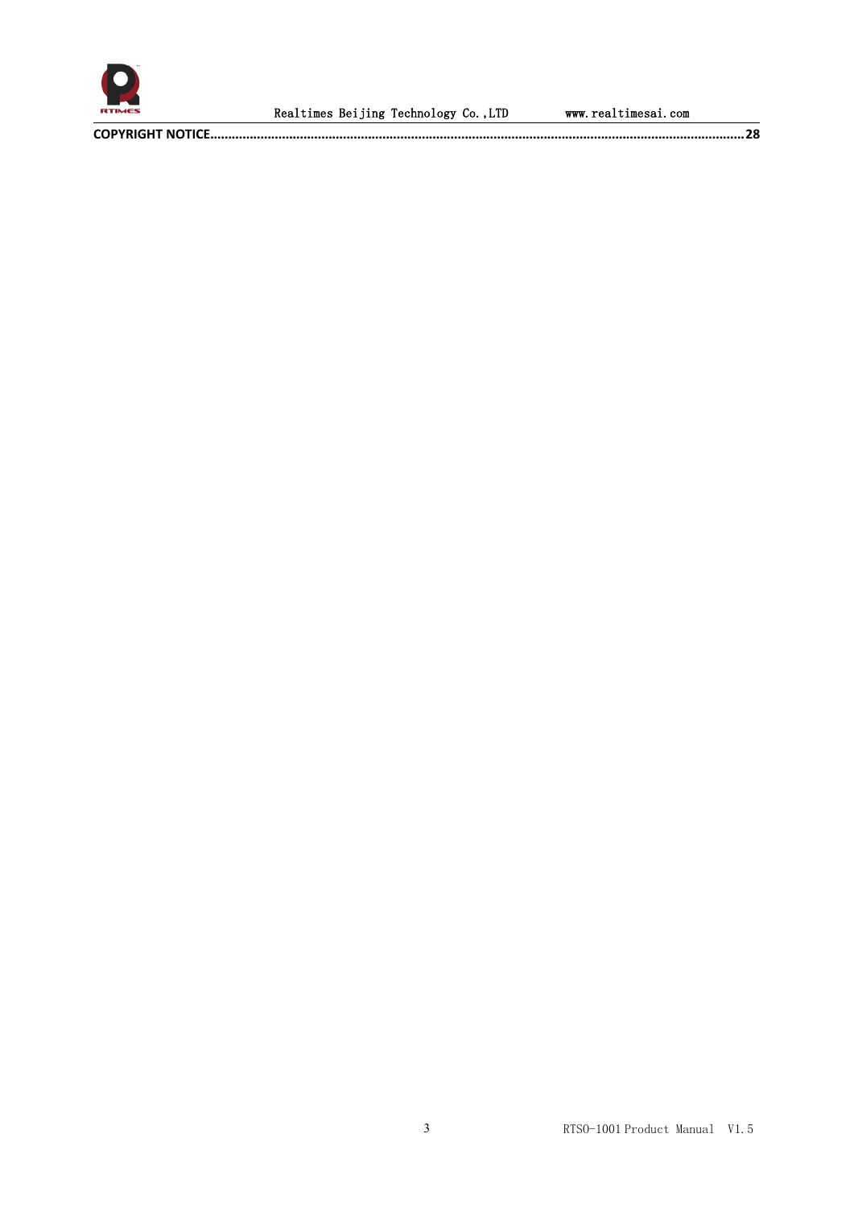**COPYRIGHT NOTICE................................................................................................................................................28**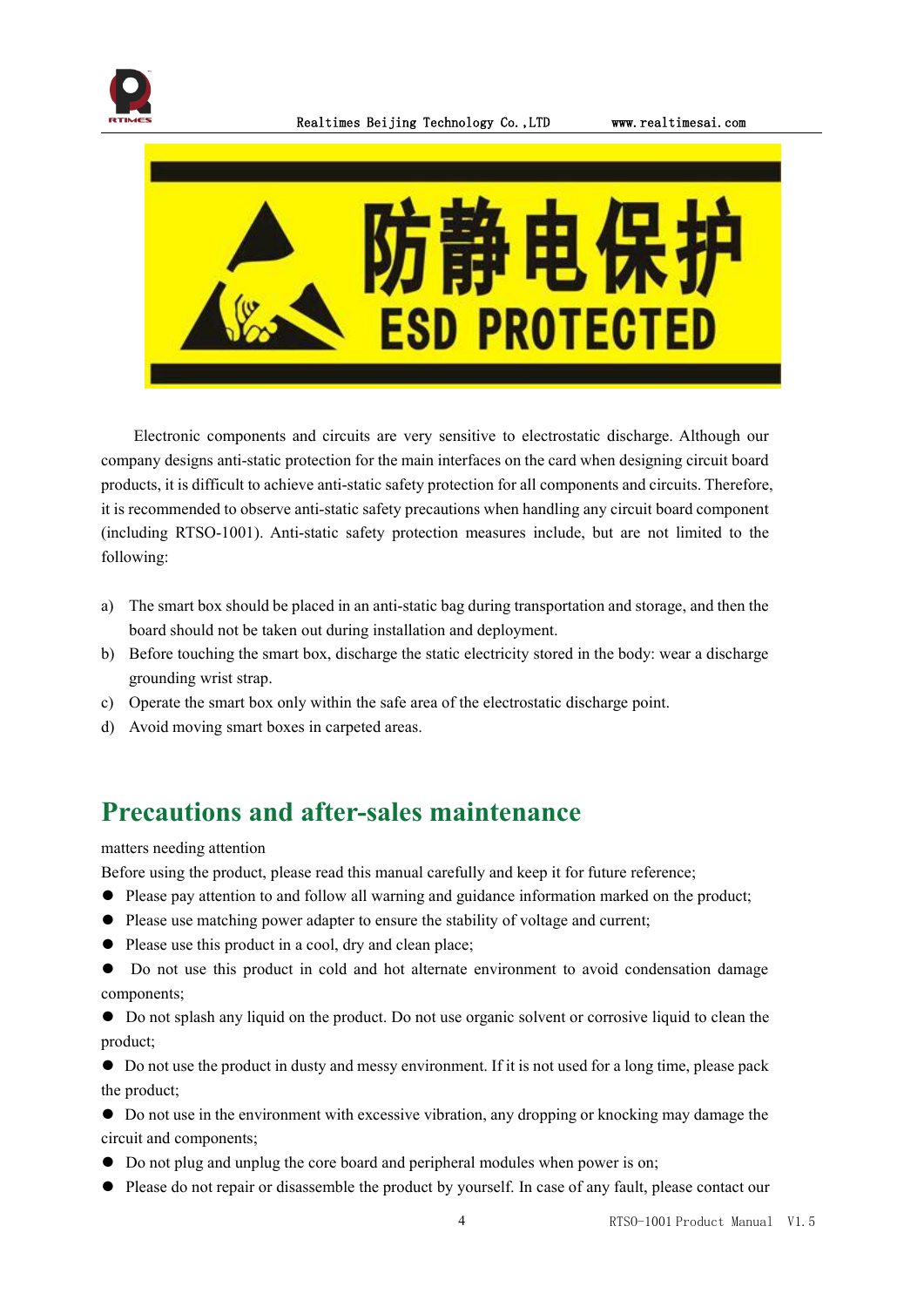Electronic components and circuits are very sensitive to electrostatic discharge. Although our company designs anti-static protection for the main interfaces on the card when designing circuit board products, it is difficult to achieve anti-static safety protection for all components and circuits. Therefore, it is recommended to observe anti-static safety precautions when handling any circuit board component (including RTSO-1001). Anti-static safety protection measures include, but are not limited to the following:

a) The smart box should be placed in an anti-static bag during transportation and storage, and then the board should not be taken out during installation and deployment.
b) Before touching the smart box, discharge the static electricity stored in the body: wear a discharge grounding wrist strap.
c) Operate the smart box only within the safe area of the electrostatic discharge point.
d) Avoid moving smart boxes in carpeted areas.

# Precautions and after-sales maintenance

matters needing attention

Before using the product, please read this manual carefully and keep it for future reference;

- Please pay attention to and follow all warning and guidance information marked on the product;
- Please use matching power adapter to ensure the stability of voltage and current;
- Please use this product in a cool, dry and clean place;
- Do not use this product in cold and hot alternate environment to avoid condensation damage components;
- Do not splash any liquid on the product. Do not use organic solvent or corrosive liquid to clean the product;
- Do not use the product in dusty and messy environment. If it is not used for a long time, please pack the product;
- Do not use in the environment with excessive vibration, any dropping or knocking may damage the circuit and components;
- Do not plug and unplug the core board and peripheral modules when power is on;
- Please do not repair or disassemble the product by yourself. In case of any fault, please contact our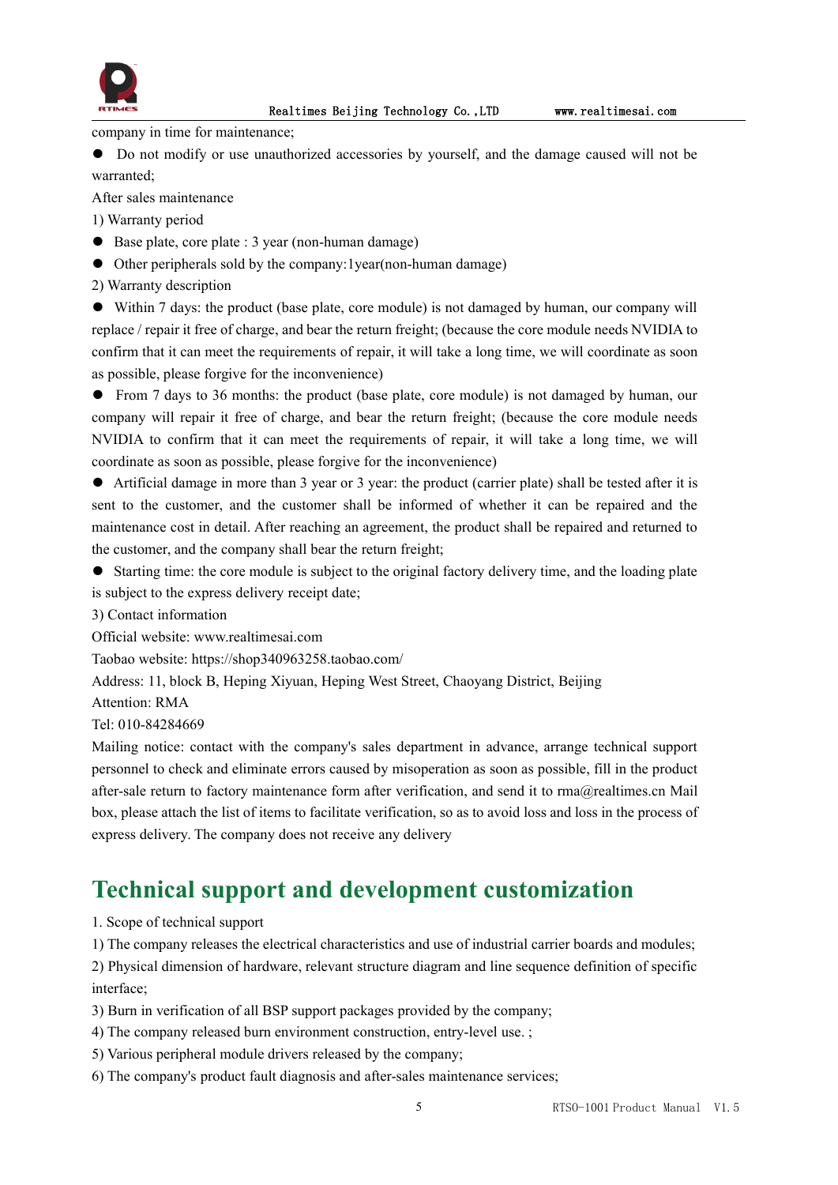company in time for maintenance;

- Do not modify or use unauthorized accessories by yourself, and the damage caused will not be warranted;

After sales maintenance

1) Warranty period

- Base plate, core plate : 3 year (non-human damage)
- Other peripherals sold by the company:1year(non-human damage)

2) Warranty description

- Within 7 days: the product (base plate, core module) is not damaged by human, our company will replace / repair it free of charge, and bear the return freight; (because the core module needs NVIDIA to confirm that it can meet the requirements of repair, it will take a long time, we will coordinate as soon as possible, please forgive for the inconvenience)
- From 7 days to 36 months: the product (base plate, core module) is not damaged by human, our company will repair it free of charge, and bear the return freight; (because the core module needs NVIDIA to confirm that it can meet the requirements of repair, it will take a long time, we will coordinate as soon as possible, please forgive for the inconvenience)
- Artificial damage in more than 3 year or 3 year: the product (carrier plate) shall be tested after it is sent to the customer, and the customer shall be informed of whether it can be repaired and the maintenance cost in detail. After reaching an agreement, the product shall be repaired and returned to the customer, and the company shall bear the return freight;
- Starting time: the core module is subject to the original factory delivery time, and the loading plate is subject to the express delivery receipt date;

3) Contact information

Official website: www.realtimesai.com

Taobao website: https://shop340963258.taobao.com/

Address: 11, block B, Heping Xiyuan, Heping West Street, Chaoyang District, Beijing

Attention: RMA

Tel: 010-84284669

Mailing notice: contact with the company's sales department in advance, arrange technical support personnel to check and eliminate errors caused by misoperation as soon as possible, fill in the product after-sale return to factory maintenance form after verification, and send it to rma@realtimes.cn Mail box, please attach the list of items to facilitate verification, so as to avoid loss and loss in the process of express delivery. The company does not receive any delivery

# Technical support and development customization

1. Scope of technical support

1) The company releases the electrical characteristics and use of industrial carrier boards and modules;

2) Physical dimension of hardware, relevant structure diagram and line sequence definition of specific interface;

3) Burn in verification of all BSP support packages provided by the company;

4) The company released burn environment construction, entry-level use. ;

5) Various peripheral module drivers released by the company;

6) The company's product fault diagnosis and after-sales maintenance services;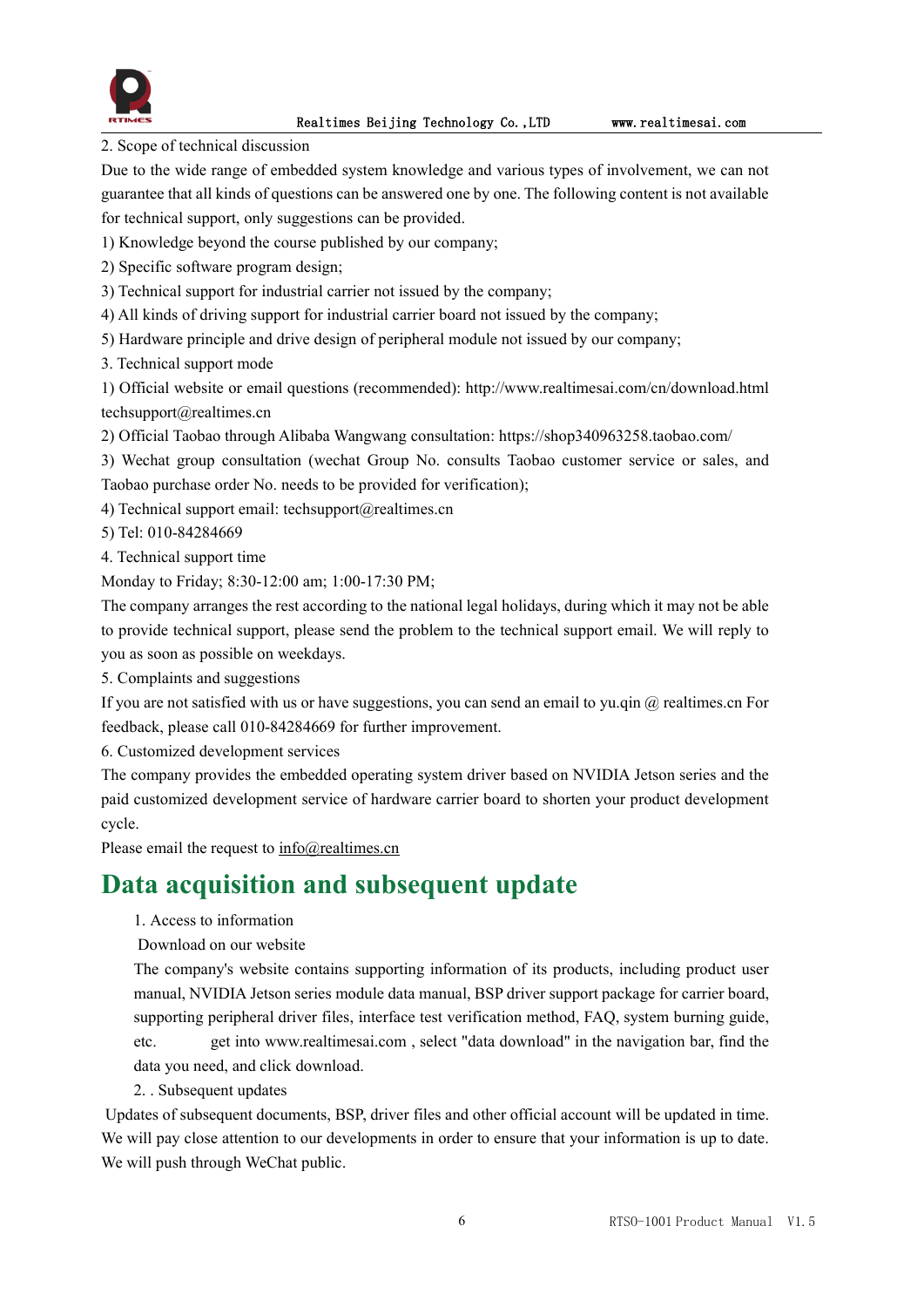2. Scope of technical discussion

Due to the wide range of embedded system knowledge and various types of involvement, we can not guarantee that all kinds of questions can be answered one by one. The following content is not available for technical support, only suggestions can be provided.

1) Knowledge beyond the course published by our company;

2) Specific software program design;

3) Technical support for industrial carrier not issued by the company;

4) All kinds of driving support for industrial carrier board not issued by the company;

5) Hardware principle and drive design of peripheral module not issued by our company;

3. Technical support mode

1) Official website or email questions (recommended): http://www.realtimesai.com/cn/download.html techsupport@realtimes.cn

2) Official Taobao through Alibaba Wangwang consultation: https://shop340963258.taobao.com/

3) Wechat group consultation (wechat Group No. consults Taobao customer service or sales, and Taobao purchase order No. needs to be provided for verification);

4) Technical support email: techsupport@realtimes.cn

5) Tel: 010-84284669

4. Technical support time

Monday to Friday; 8:30-12:00 am; 1:00-17:30 PM;

The company arranges the rest according to the national legal holidays, during which it may not be able to provide technical support, please send the problem to the technical support email. We will reply to you as soon as possible on weekdays.

5. Complaints and suggestions

If you are not satisfied with us or have suggestions, you can send an email to yu.qin @ realtimes.cn For feedback, please call 010-84284669 for further improvement.

6. Customized development services

The company provides the embedded operating system driver based on NVIDIA Jetson series and the paid customized development service of hardware carrier board to shorten your product development cycle.

Please email the request to info@realtimes.cn

# Data acquisition and subsequent update

1. Access to information

Download on our website

The company's website contains supporting information of its products, including product user manual, NVIDIA Jetson series module data manual, BSP driver support package for carrier board, supporting peripheral driver files, interface test verification method, FAQ, system burning guide, etc. get into www.realtimesai.com , select "data download" in the navigation bar, find the data you need, and click download.

2. . Subsequent updates

Updates of subsequent documents, BSP, driver files and other official account will be updated in time. We will pay close attention to our developments in order to ensure that your information is up to date. We will push through WeChat public.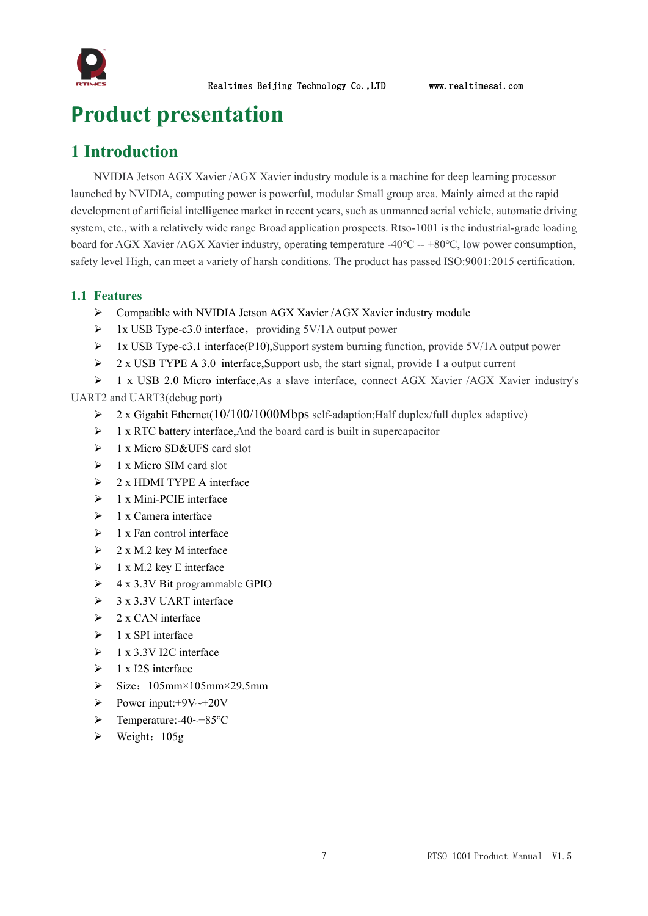# Product presentation

## 1 Introduction

NVIDIA Jetson AGX Xavier /AGX Xavier industry module is a machine for deep learning processor launched by NVIDIA, computing power is powerful, modular Small group area. Mainly aimed at the rapid development of artificial intelligence market in recent years, such as unmanned aerial vehicle, automatic driving system, etc., with a relatively wide range Broad application prospects. Rtso-1001 is the industrial-grade loading board for AGX Xavier /AGX Xavier industry, operating temperature -40℃ -- +80℃, low power consumption, safety level High, can meet a variety of harsh conditions. The product has passed ISO:9001:2015 certification.

### 1.1 Features

- Compatible with NVIDIA Jetson AGX Xavier /AGX Xavier industry module
- 1x USB Type-c3.0 interface，providing 5V/1A output power
- 1x USB Type-c3.1 interface(P10),Support system burning function, provide 5V/1A output power
- 2 x USB TYPE A 3.0 interface,Support usb, the start signal, provide 1 a output current
- 1 x USB 2.0 Micro interface,As a slave interface, connect AGX Xavier /AGX Xavier industry's UART2 and UART3(debug port)
- 2 x Gigabit Ethernet(10/100/1000Mbps self-adaption;Half duplex/full duplex adaptive)
- 1 x RTC battery interface,And the board card is built in supercapacitor
- 1 x Micro SD&UFS card slot
- 1 x Micro SIM card slot
- 2 x HDMI TYPE A interface
- 1 x Mini-PCIE interface
- 1 x Camera interface
- 1 x Fan control interface
- 2 x M.2 key M interface
- 1 x M.2 key E interface
- 4 x 3.3V Bit programmable GPIO
- 3 x 3.3V UART interface
- 2 x CAN interface
- 1 x SPI interface
- 1 x 3.3V I2C interface
- 1 x I2S interface
- Size：105mm×105mm×29.5mm
- Power input:+9V~+20V
- Temperature:-40~+85℃
- Weight：105g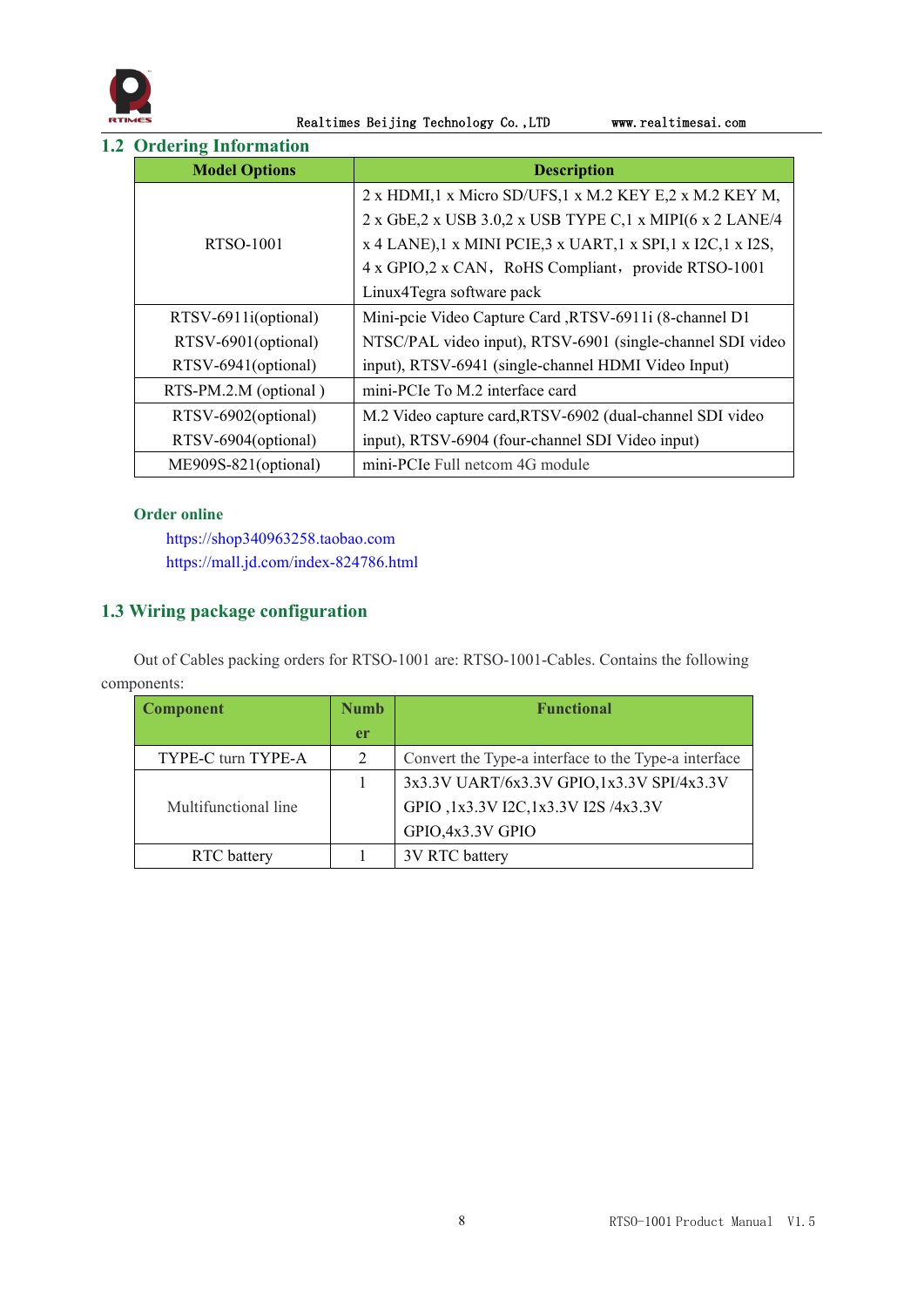## 1.2 Ordering Information

| Model Options | Description |
|---|---|
| RTSO-1001 | 2 x HDMI,1 x Micro SD/UFS,1 x M.2 KEY E,2 x M.2 KEY M, 2 x GbE,2 x USB 3.0,2 x USB TYPE C,1 x MIPI(6 x 2 LANE/4 x 4 LANE),1 x MINI PCIE,3 x UART,1 x SPI,1 x I2C,1 x I2S, 4 x GPIO,2 x CAN，RoHS Compliant，provide RTSO-1001 Linux4Tegra software pack |
| RTSV-6911i(optional)<br>RTSV-6901(optional)<br>RTSV-6941(optional) | Mini-pcie Video Capture Card ,RTSV-6911i (8-channel D1 NTSC/PAL video input), RTSV-6901 (single-channel SDI video input), RTSV-6941 (single-channel HDMI Video Input) |
| RTS-PM.2.M (optional ) | mini-PCIe To M.2 interface card |
| RTSV-6902(optional)<br>RTSV-6904(optional) | M.2 Video capture card,RTSV-6902 (dual-channel SDI video input), RTSV-6904 (four-channel SDI Video input) |
| ME909S-821(optional) | mini-PCIe Full netcom 4G module |

**Order online**

https://shop340963258.taobao.com
https://mall.jd.com/index-824786.html

## 1.3 Wiring package configuration

Out of Cables packing orders for RTSO-1001 are: RTSO-1001-Cables. Contains the following components:

| Component | Number | Functional |
|---|---|---|
| TYPE-C turn TYPE-A | 2 | Convert the Type-a interface to the Type-a interface |
| Multifunctional line | 1 | 3x3.3V UART/6x3.3V GPIO,1x3.3V SPI/4x3.3V GPIO ,1x3.3V I2C,1x3.3V I2S /4x3.3V GPIO,4x3.3V GPIO |
| RTC battery | 1 | 3V RTC battery |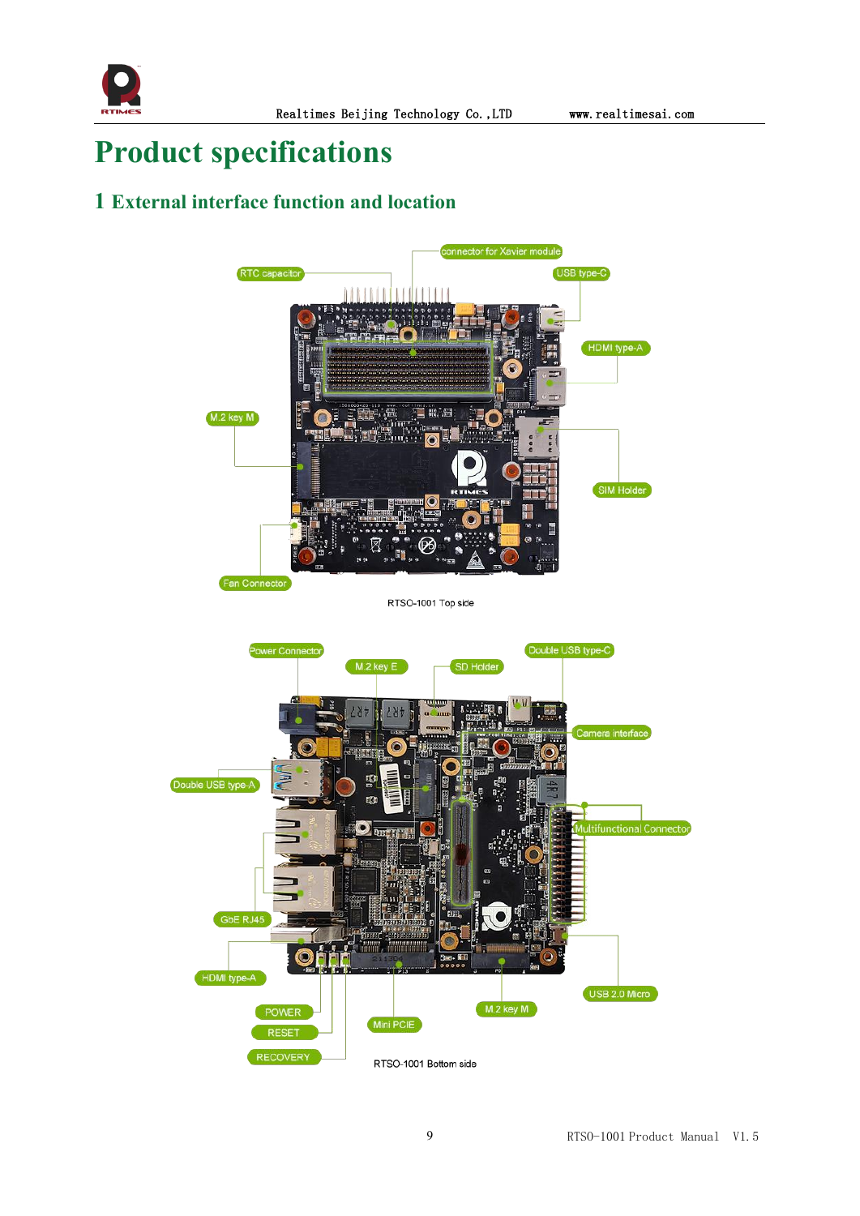# Product specifications

## 1 External interface function and location

RTSO-1001 Top side

RTSO-1001 Bottom side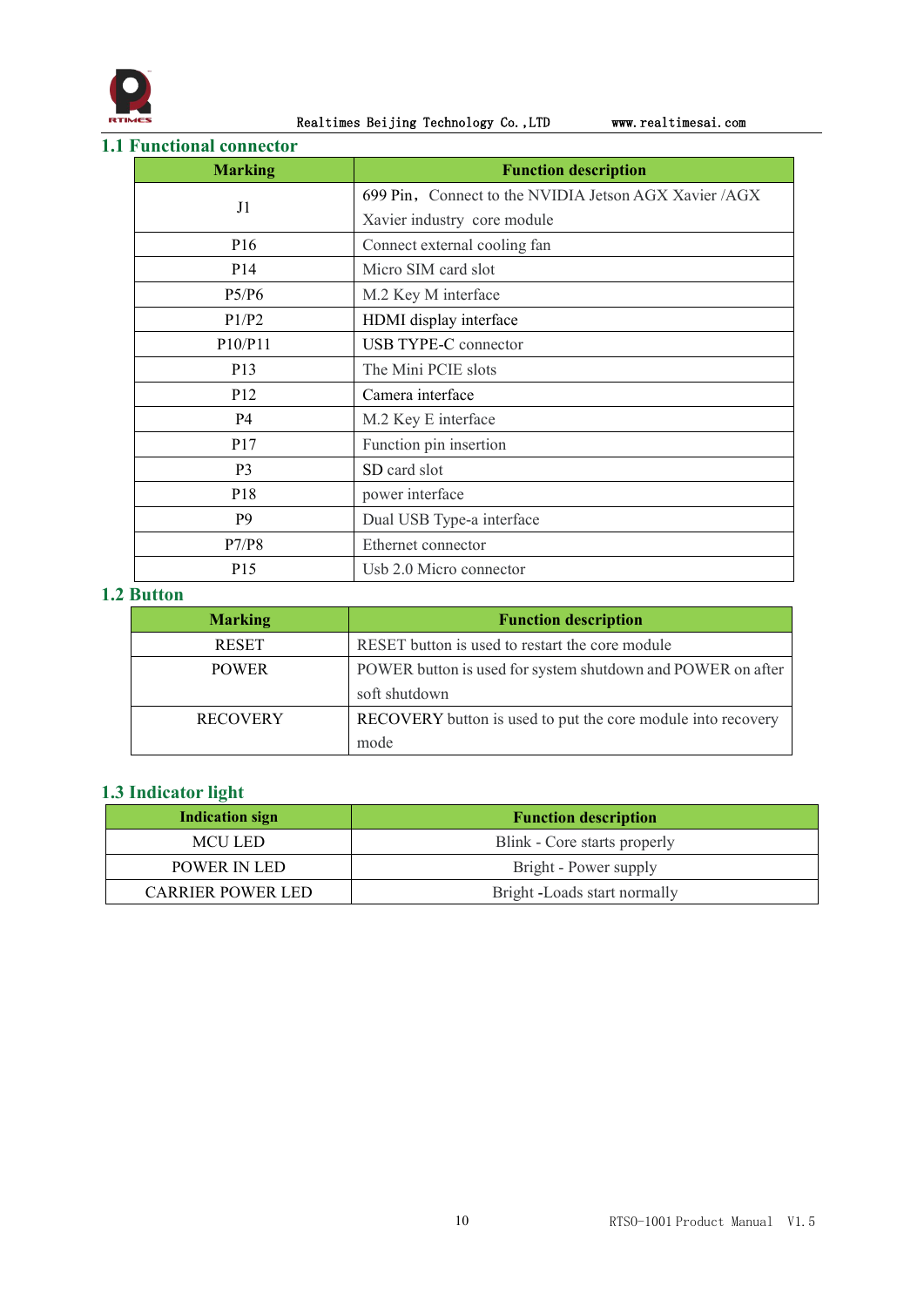## 1.1 Functional connector

| Marking | Function description |
|---|---|
| J1 | 699 Pin, Connect to the NVIDIA Jetson AGX Xavier /AGX Xavier industry core module |
| P16 | Connect external cooling fan |
| P14 | Micro SIM card slot |
| P5/P6 | M.2 Key M interface |
| P1/P2 | HDMI display interface |
| P10/P11 | USB TYPE-C connector |
| P13 | The Mini PCIE slots |
| P12 | Camera interface |
| P4 | M.2 Key E interface |
| P17 | Function pin insertion |
| P3 | SD card slot |
| P18 | power interface |
| P9 | Dual USB Type-a interface |
| P7/P8 | Ethernet connector |
| P15 | Usb 2.0 Micro connector |

## 1.2 Button

| Marking | Function description |
|---|---|
| RESET | RESET button is used to restart the core module |
| POWER | POWER button is used for system shutdown and POWER on after soft shutdown |
| RECOVERY | RECOVERY button is used to put the core module into recovery mode |

## 1.3 Indicator light

| Indication sign | Function description |
|---|---|
| MCU LED | Blink - Core starts properly |
| POWER IN LED | Bright - Power supply |
| CARRIER POWER LED | Bright -Loads start normally |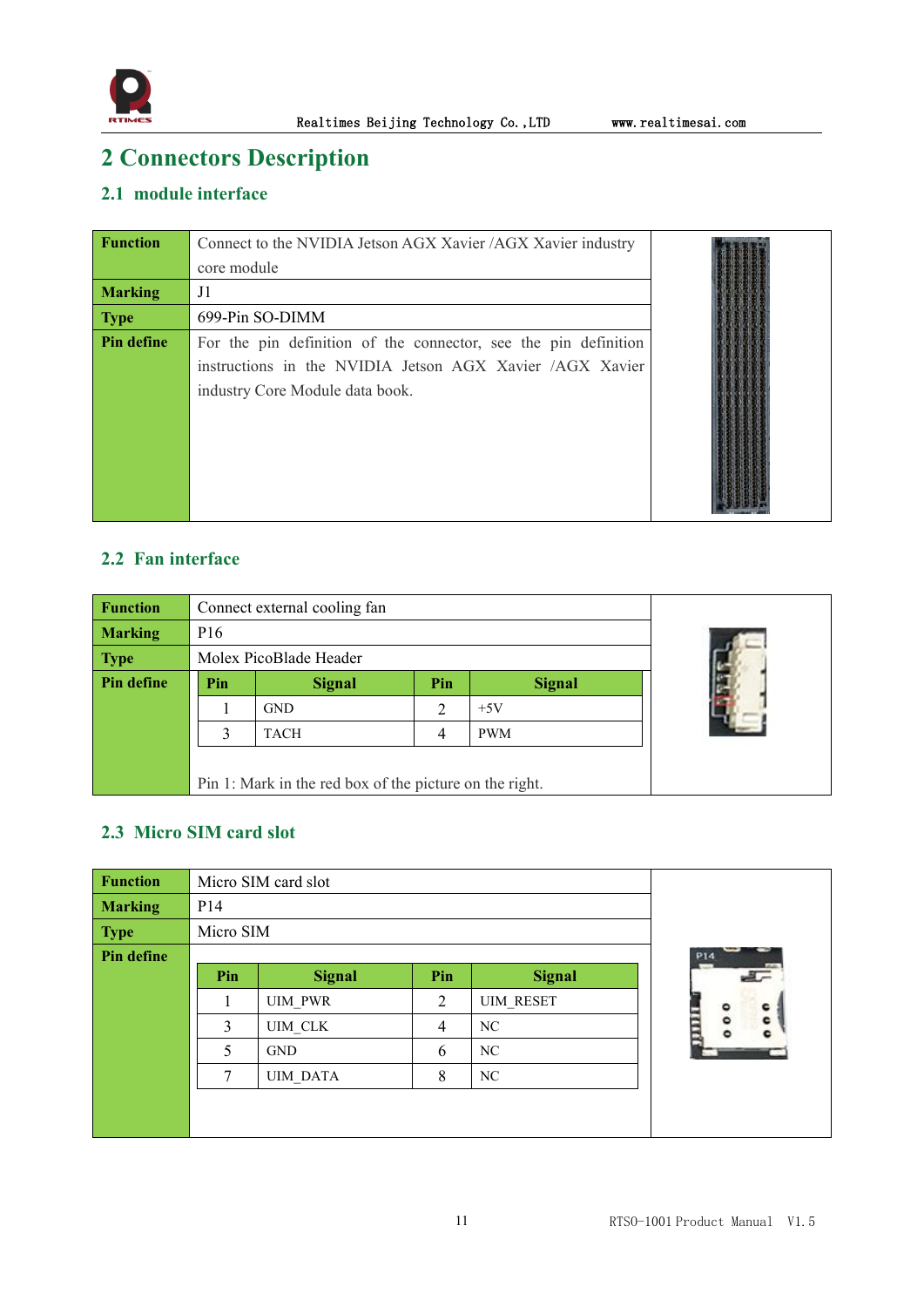# 2 Connectors Description

## 2.1 module interface

| Function | Connect to the NVIDIA Jetson AGX Xavier /AGX Xavier industry core module |
|---|---|
| Marking | J1 |
| Type | 699-Pin SO-DIMM |
| Pin define | For the pin definition of the connector, see the pin definition instructions in the NVIDIA Jetson AGX Xavier /AGX Xavier industry Core Module data book. |

## 2.2 Fan interface

| Function | Connect external cooling fan |
|---|---|
| Marking | P16 |
| Type | Molex PicoBlade Header |
| Pin define | See table below. Pin 1: Mark in the red box of the picture on the right. |

| Pin | Signal | Pin | Signal |
|---|---|---|---|
| 1 | GND | 2 | +5V |
| 3 | TACH | 4 | PWM |

## 2.3 Micro SIM card slot

| Function | Micro SIM card slot |
|---|---|
| Marking | P14 |
| Type | Micro SIM |
| Pin define | See table below. |

| Pin | Signal | Pin | Signal |
|---|---|---|---|
| 1 | UIM_PWR | 2 | UIM_RESET |
| 3 | UIM_CLK | 4 | NC |
| 5 | GND | 6 | NC |
| 7 | UIM_DATA | 8 | NC |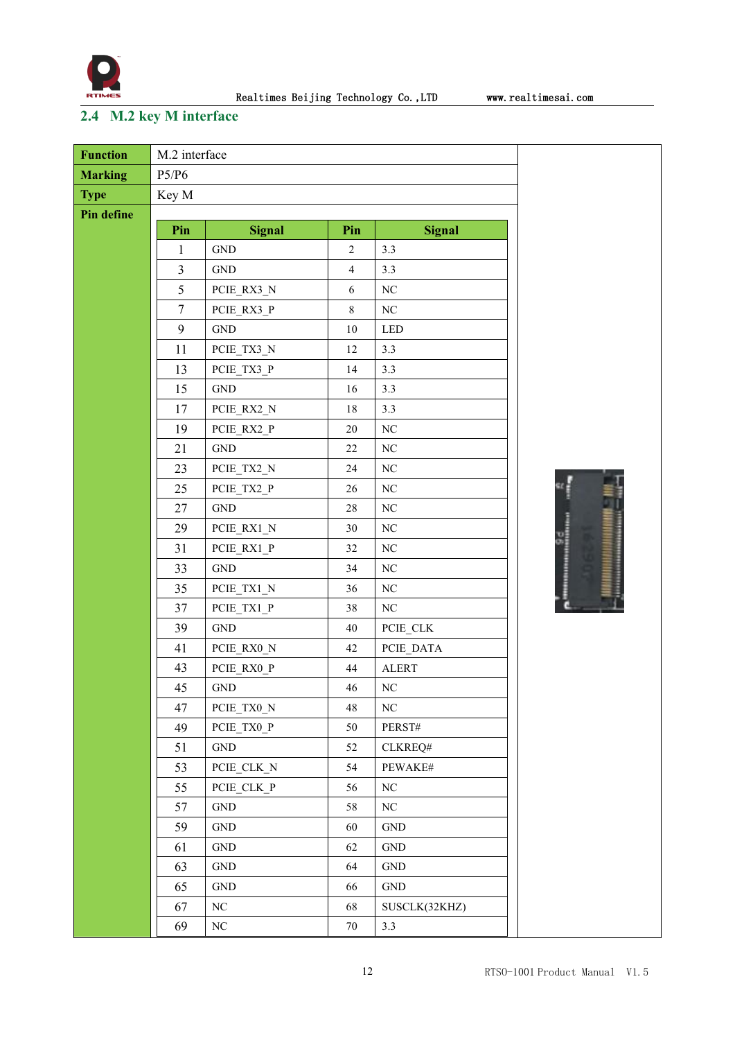## 2.4 M.2 key M interface

| **Function** | M.2 interface |
|---|---|
| **Marking** | P5/P6 |
| **Type** | Key M |
| **Pin define** | |

| Pin | Signal | Pin | Signal |
|---|---|---|---|
| 1 | GND | 2 | 3.3 |
| 3 | GND | 4 | 3.3 |
| 5 | PCIE_RX3_N | 6 | NC |
| 7 | PCIE_RX3_P | 8 | NC |
| 9 | GND | 10 | LED |
| 11 | PCIE_TX3_N | 12 | 3.3 |
| 13 | PCIE_TX3_P | 14 | 3.3 |
| 15 | GND | 16 | 3.3 |
| 17 | PCIE_RX2_N | 18 | 3.3 |
| 19 | PCIE_RX2_P | 20 | NC |
| 21 | GND | 22 | NC |
| 23 | PCIE_TX2_N | 24 | NC |
| 25 | PCIE_TX2_P | 26 | NC |
| 27 | GND | 28 | NC |
| 29 | PCIE_RX1_N | 30 | NC |
| 31 | PCIE_RX1_P | 32 | NC |
| 33 | GND | 34 | NC |
| 35 | PCIE_TX1_N | 36 | NC |
| 37 | PCIE_TX1_P | 38 | NC |
| 39 | GND | 40 | PCIE_CLK |
| 41 | PCIE_RX0_N | 42 | PCIE_DATA |
| 43 | PCIE_RX0_P | 44 | ALERT |
| 45 | GND | 46 | NC |
| 47 | PCIE_TX0_N | 48 | NC |
| 49 | PCIE_TX0_P | 50 | PERST# |
| 51 | GND | 52 | CLKREQ# |
| 53 | PCIE_CLK_N | 54 | PEWAKE# |
| 55 | PCIE_CLK_P | 56 | NC |
| 57 | GND | 58 | NC |
| 59 | GND | 60 | GND |
| 61 | GND | 62 | GND |
| 63 | GND | 64 | GND |
| 65 | GND | 66 | GND |
| 67 | NC | 68 | SUSCLK(32KHZ) |
| 69 | NC | 70 | 3.3 |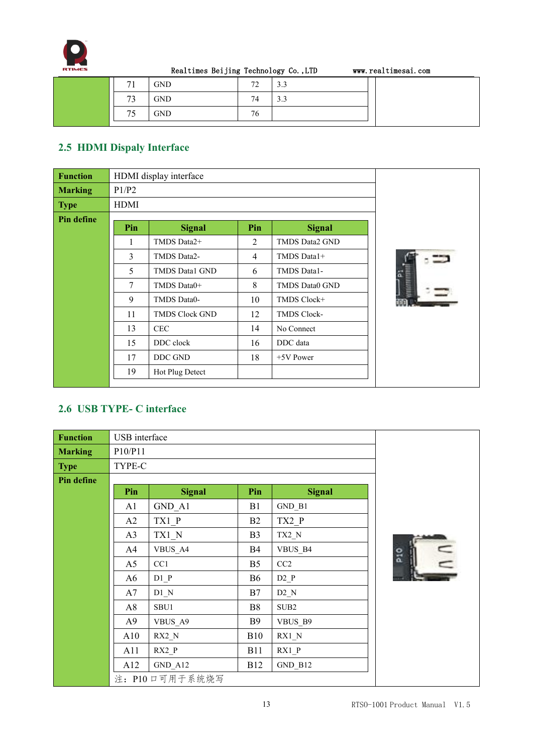| 71 | GND | 72 | 3.3 |
|---|---|---|---|
| 73 | GND | 74 | 3.3 |
| 75 | GND | 76 | |

## 2.5 HDMI Dispaly Interface

| **Function** | HDMI display interface |
|---|---|
| **Marking** | P1/P2 |
| **Type** | HDMI |
| **Pin define** | |

| Pin | Signal | Pin | Signal |
|---|---|---|---|
| 1 | TMDS Data2+ | 2 | TMDS Data2 GND |
| 3 | TMDS Data2- | 4 | TMDS Data1+ |
| 5 | TMDS Data1 GND | 6 | TMDS Data1- |
| 7 | TMDS Data0+ | 8 | TMDS Data0 GND |
| 9 | TMDS Data0- | 10 | TMDS Clock+ |
| 11 | TMDS Clock GND | 12 | TMDS Clock- |
| 13 | CEC | 14 | No Connect |
| 15 | DDC clock | 16 | DDC data |
| 17 | DDC GND | 18 | +5V Power |
| 19 | Hot Plug Detect | | |

## 2.6 USB TYPE- C interface

| **Function** | USB interface |
|---|---|
| **Marking** | P10/P11 |
| **Type** | TYPE-C |
| **Pin define** | |

| Pin | Signal | Pin | Signal |
|---|---|---|---|
| A1 | GND_A1 | B1 | GND_B1 |
| A2 | TX1_P | B2 | TX2_P |
| A3 | TX1_N | B3 | TX2_N |
| A4 | VBUS_A4 | B4 | VBUS_B4 |
| A5 | CC1 | B5 | CC2 |
| A6 | D1_P | B6 | D2_P |
| A7 | D1_N | B7 | D2_N |
| A8 | SBU1 | B8 | SUB2 |
| A9 | VBUS_A9 | B9 | VBUS_B9 |
| A10 | RX2_N | B10 | RX1_N |
| A11 | RX2_P | B11 | RX1_P |
| A12 | GND_A12 | B12 | GND_B12 |

注：P10 口可用于系统烧写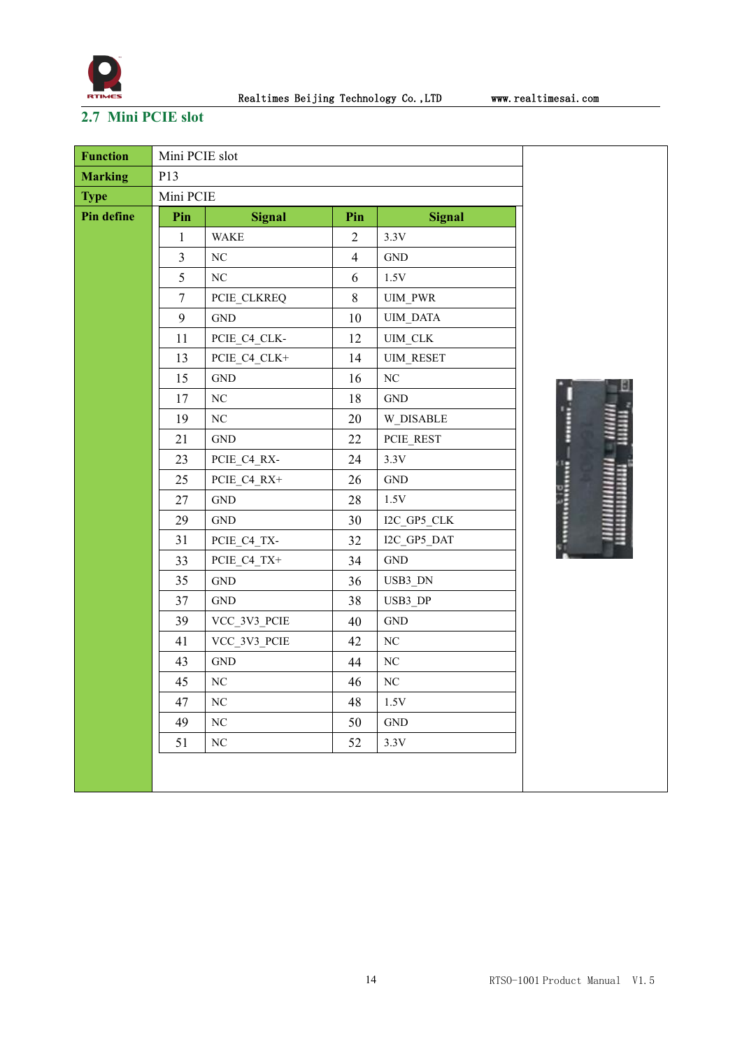## 2.7 Mini PCIE slot

| Function | Mini PCIE slot | | |
|---|---|---|---|
| Marking | P13 | | |
| Type | Mini PCIE | | |

**Pin define**

| Pin | Signal | Pin | Signal |
|---|---|---|---|
| 1 | WAKE | 2 | 3.3V |
| 3 | NC | 4 | GND |
| 5 | NC | 6 | 1.5V |
| 7 | PCIE_CLKREQ | 8 | UIM_PWR |
| 9 | GND | 10 | UIM_DATA |
| 11 | PCIE_C4_CLK- | 12 | UIM_CLK |
| 13 | PCIE_C4_CLK+ | 14 | UIM_RESET |
| 15 | GND | 16 | NC |
| 17 | NC | 18 | GND |
| 19 | NC | 20 | W_DISABLE |
| 21 | GND | 22 | PCIE_REST |
| 23 | PCIE_C4_RX- | 24 | 3.3V |
| 25 | PCIE_C4_RX+ | 26 | GND |
| 27 | GND | 28 | 1.5V |
| 29 | GND | 30 | I2C_GP5_CLK |
| 31 | PCIE_C4_TX- | 32 | I2C_GP5_DAT |
| 33 | PCIE_C4_TX+ | 34 | GND |
| 35 | GND | 36 | USB3_DN |
| 37 | GND | 38 | USB3_DP |
| 39 | VCC_3V3_PCIE | 40 | GND |
| 41 | VCC_3V3_PCIE | 42 | NC |
| 43 | GND | 44 | NC |
| 45 | NC | 46 | NC |
| 47 | NC | 48 | 1.5V |
| 49 | NC | 50 | GND |
| 51 | NC | 52 | 3.3V |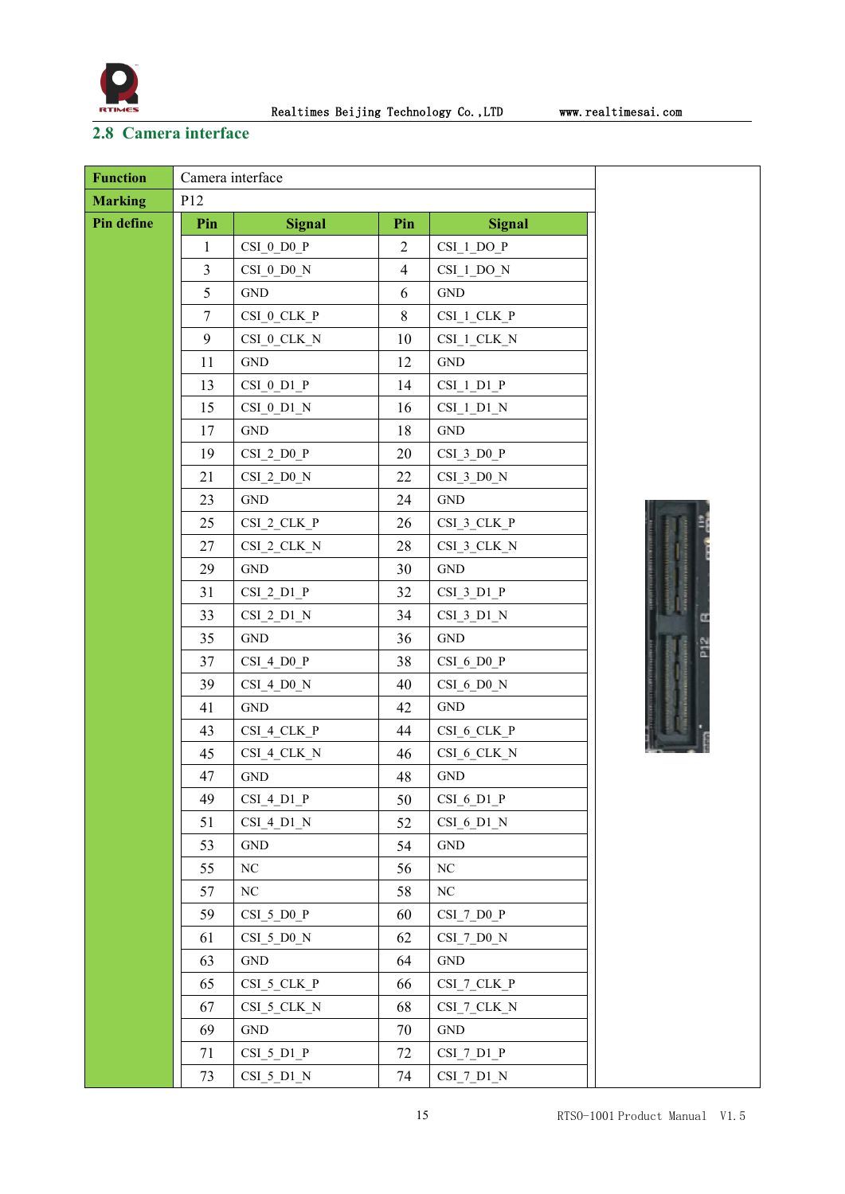## 2.8 Camera interface

| Function | Camera interface | | | |
|---|---|---|---|---|
| Marking | P12 | | | |
| Pin define | Pin | Signal | Pin | Signal |
| | 1 | CSI_0_D0_P | 2 | CSI_1_DO_P |
| | 3 | CSI_0_D0_N | 4 | CSI_1_DO_N |
| | 5 | GND | 6 | GND |
| | 7 | CSI_0_CLK_P | 8 | CSI_1_CLK_P |
| | 9 | CSI_0_CLK_N | 10 | CSI_1_CLK_N |
| | 11 | GND | 12 | GND |
| | 13 | CSI_0_D1_P | 14 | CSI_1_D1_P |
| | 15 | CSI_0_D1_N | 16 | CSI_1_D1_N |
| | 17 | GND | 18 | GND |
| | 19 | CSI_2_D0_P | 20 | CSI_3_D0_P |
| | 21 | CSI_2_D0_N | 22 | CSI_3_D0_N |
| | 23 | GND | 24 | GND |
| | 25 | CSI_2_CLK_P | 26 | CSI_3_CLK_P |
| | 27 | CSI_2_CLK_N | 28 | CSI_3_CLK_N |
| | 29 | GND | 30 | GND |
| | 31 | CSI_2_D1_P | 32 | CSI_3_D1_P |
| | 33 | CSI_2_D1_N | 34 | CSI_3_D1_N |
| | 35 | GND | 36 | GND |
| | 37 | CSI_4_D0_P | 38 | CSI_6_D0_P |
| | 39 | CSI_4_D0_N | 40 | CSI_6_D0_N |
| | 41 | GND | 42 | GND |
| | 43 | CSI_4_CLK_P | 44 | CSI_6_CLK_P |
| | 45 | CSI_4_CLK_N | 46 | CSI_6_CLK_N |
| | 47 | GND | 48 | GND |
| | 49 | CSI_4_D1_P | 50 | CSI_6_D1_P |
| | 51 | CSI_4_D1_N | 52 | CSI_6_D1_N |
| | 53 | GND | 54 | GND |
| | 55 | NC | 56 | NC |
| | 57 | NC | 58 | NC |
| | 59 | CSI_5_D0_P | 60 | CSI_7_D0_P |
| | 61 | CSI_5_D0_N | 62 | CSI_7_D0_N |
| | 63 | GND | 64 | GND |
| | 65 | CSI_5_CLK_P | 66 | CSI_7_CLK_P |
| | 67 | CSI_5_CLK_N | 68 | CSI_7_CLK_N |
| | 69 | GND | 70 | GND |
| | 71 | CSI_5_D1_P | 72 | CSI_7_D1_P |
| | 73 | CSI_5_D1_N | 74 | CSI_7_D1_N |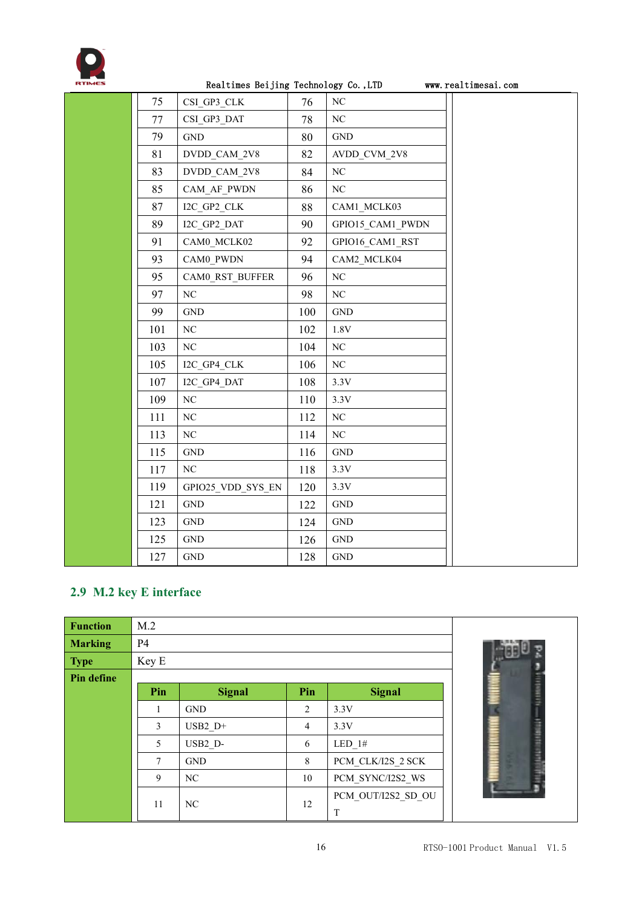| Pin | Signal | Pin | Signal |
|---|---|---|---|
| 75 | CSI_GP3_CLK | 76 | NC |
| 77 | CSI_GP3_DAT | 78 | NC |
| 79 | GND | 80 | GND |
| 81 | DVDD_CAM_2V8 | 82 | AVDD_CVM_2V8 |
| 83 | DVDD_CAM_2V8 | 84 | NC |
| 85 | CAM_AF_PWDN | 86 | NC |
| 87 | I2C_GP2_CLK | 88 | CAM1_MCLK03 |
| 89 | I2C_GP2_DAT | 90 | GPIO15_CAM1_PWDN |
| 91 | CAM0_MCLK02 | 92 | GPIO16_CAM1_RST |
| 93 | CAM0_PWDN | 94 | CAM2_MCLK04 |
| 95 | CAM0_RST_BUFFER | 96 | NC |
| 97 | NC | 98 | NC |
| 99 | GND | 100 | GND |
| 101 | NC | 102 | 1.8V |
| 103 | NC | 104 | NC |
| 105 | I2C_GP4_CLK | 106 | NC |
| 107 | I2C_GP4_DAT | 108 | 3.3V |
| 109 | NC | 110 | 3.3V |
| 111 | NC | 112 | NC |
| 113 | NC | 114 | NC |
| 115 | GND | 116 | GND |
| 117 | NC | 118 | 3.3V |
| 119 | GPIO25_VDD_SYS_EN | 120 | 3.3V |
| 121 | GND | 122 | GND |
| 123 | GND | 124 | GND |
| 125 | GND | 126 | GND |
| 127 | GND | 128 | GND |

## 2.9 M.2 key E interface

| | |
|---|---|
| **Function** | M.2 |
| **Marking** | P4 |
| **Type** | Key E |
| **Pin define** | |

| Pin | Signal | Pin | Signal |
|---|---|---|---|
| 1 | GND | 2 | 3.3V |
| 3 | USB2_D+ | 4 | 3.3V |
| 5 | USB2_D- | 6 | LED_1# |
| 7 | GND | 8 | PCM_CLK/I2S_2 SCK |
| 9 | NC | 10 | PCM_SYNC/I2S2_WS |
| 11 | NC | 12 | PCM_OUT/I2S2_SD_OUT |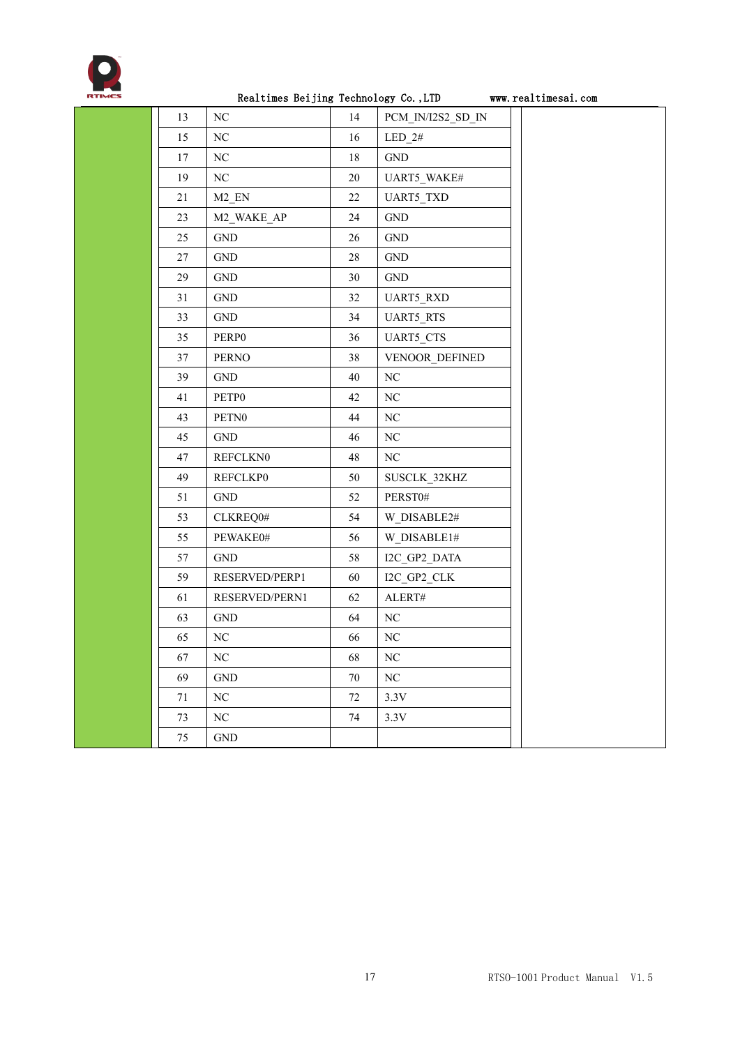| | | | | | |
|---|---|---|---|---|---|
| | 13 | NC | 14 | PCM_IN/I2S2_SD_IN | |
| | 15 | NC | 16 | LED_2# | |
| | 17 | NC | 18 | GND | |
| | 19 | NC | 20 | UART5_WAKE# | |
| | 21 | M2_EN | 22 | UART5_TXD | |
| | 23 | M2_WAKE_AP | 24 | GND | |
| | 25 | GND | 26 | GND | |
| | 27 | GND | 28 | GND | |
| | 29 | GND | 30 | GND | |
| | 31 | GND | 32 | UART5_RXD | |
| | 33 | GND | 34 | UART5_RTS | |
| | 35 | PERP0 | 36 | UART5_CTS | |
| | 37 | PERNO | 38 | VENOOR_DEFINED | |
| | 39 | GND | 40 | NC | |
| | 41 | PETP0 | 42 | NC | |
| | 43 | PETN0 | 44 | NC | |
| | 45 | GND | 46 | NC | |
| | 47 | REFCLKN0 | 48 | NC | |
| | 49 | REFCLKP0 | 50 | SUSCLK_32KHZ | |
| | 51 | GND | 52 | PERST0# | |
| | 53 | CLKREQ0# | 54 | W_DISABLE2# | |
| | 55 | PEWAKE0# | 56 | W_DISABLE1# | |
| | 57 | GND | 58 | I2C_GP2_DATA | |
| | 59 | RESERVED/PERP1 | 60 | I2C_GP2_CLK | |
| | 61 | RESERVED/PERN1 | 62 | ALERT# | |
| | 63 | GND | 64 | NC | |
| | 65 | NC | 66 | NC | |
| | 67 | NC | 68 | NC | |
| | 69 | GND | 70 | NC | |
| | 71 | NC | 72 | 3.3V | |
| | 73 | NC | 74 | 3.3V | |
| | 75 | GND | | | |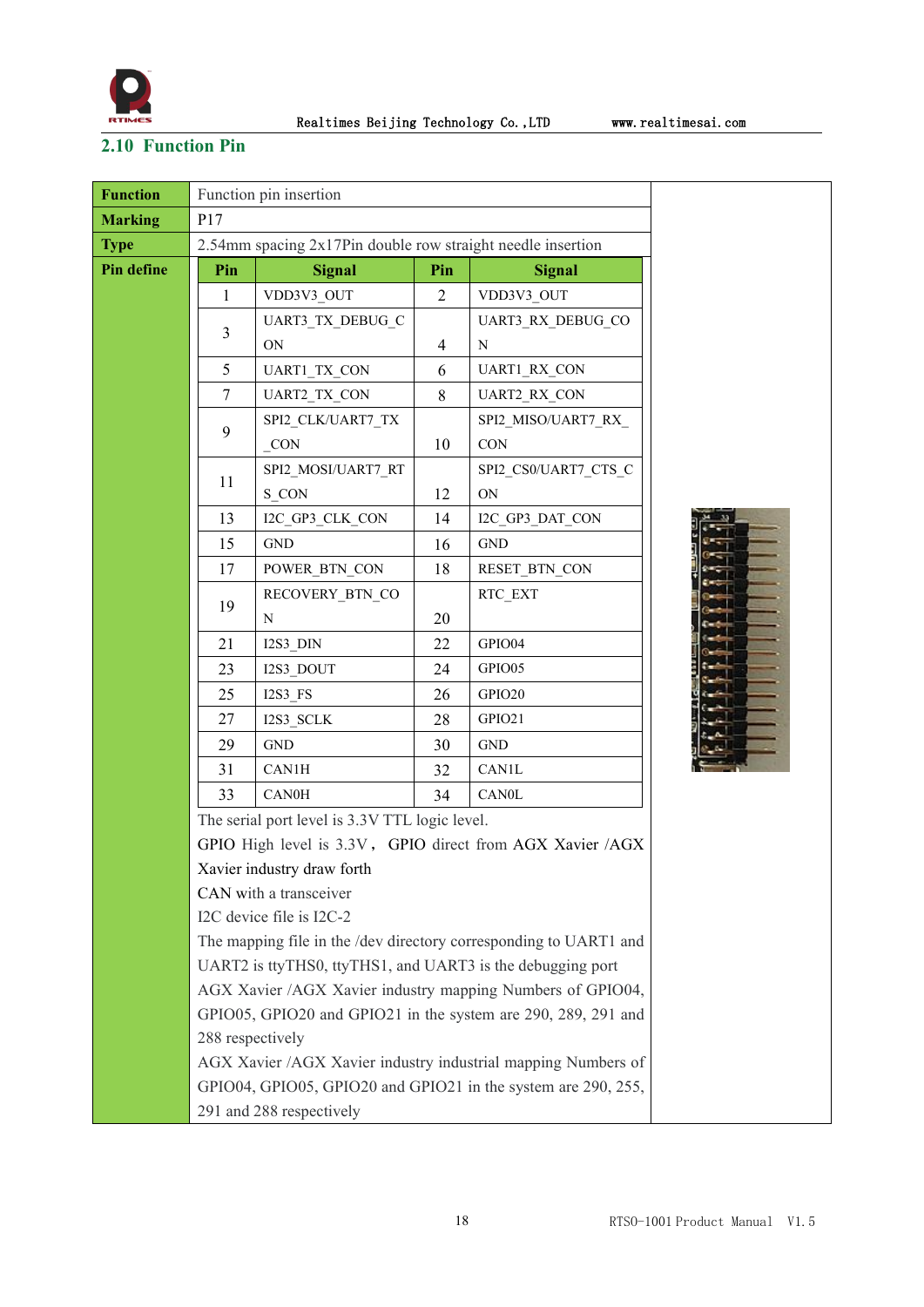## 2.10 Function Pin

| Function | Function pin insertion | | | |
|---|---|---|---|---|
| Marking | P17 | | | |
| Type | 2.54mm spacing 2x17Pin double row straight needle insertion | | | |
| Pin define | **Pin** | **Signal** | **Pin** | **Signal** |
| | 1 | VDD3V3_OUT | 2 | VDD3V3_OUT |
| | 3 | UART3_TX_DEBUG_CON | 4 | UART3_RX_DEBUG_CON |
| | 5 | UART1_TX_CON | 6 | UART1_RX_CON |
| | 7 | UART2_TX_CON | 8 | UART2_RX_CON |
| | 9 | SPI2_CLK/UART7_TX_CON | 10 | SPI2_MISO/UART7_RX_CON |
| | 11 | SPI2_MOSI/UART7_RTS_CON | 12 | SPI2_CS0/UART7_CTS_CON |
| | 13 | I2C_GP3_CLK_CON | 14 | I2C_GP3_DAT_CON |
| | 15 | GND | 16 | GND |
| | 17 | POWER_BTN_CON | 18 | RESET_BTN_CON |
| | 19 | RECOVERY_BTN_CON | 20 | RTC_EXT |
| | 21 | I2S3_DIN | 22 | GPIO04 |
| | 23 | I2S3_DOUT | 24 | GPIO05 |
| | 25 | I2S3_FS | 26 | GPIO20 |
| | 27 | I2S3_SCLK | 28 | GPIO21 |
| | 29 | GND | 30 | GND |
| | 31 | CAN1H | 32 | CAN1L |
| | 33 | CAN0H | 34 | CAN0L |

The serial port level is 3.3V TTL logic level.

GPIO High level is 3.3V， GPIO direct from AGX Xavier /AGX Xavier industry draw forth

CAN with a transceiver

I2C device file is I2C-2

The mapping file in the /dev directory corresponding to UART1 and UART2 is ttyTHS0, ttyTHS1, and UART3 is the debugging port

AGX Xavier /AGX Xavier industry mapping Numbers of GPIO04, GPIO05, GPIO20 and GPIO21 in the system are 290, 289, 291 and 288 respectively

AGX Xavier /AGX Xavier industry industrial mapping Numbers of GPIO04, GPIO05, GPIO20 and GPIO21 in the system are 290, 255, 291 and 288 respectively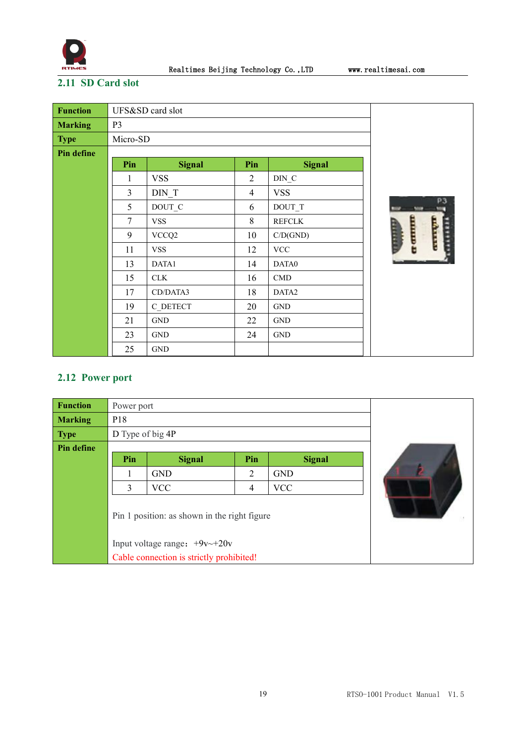## 2.11 SD Card slot

| Function | UFS&SD card slot |
|---|---|
| Marking | P3 |
| Type | Micro-SD |
| Pin define | |

| Pin | Signal | Pin | Signal |
|---|---|---|---|
| 1 | VSS | 2 | DIN_C |
| 3 | DIN_T | 4 | VSS |
| 5 | DOUT_C | 6 | DOUT_T |
| 7 | VSS | 8 | REFCLK |
| 9 | VCCQ2 | 10 | C/D(GND) |
| 11 | VSS | 12 | VCC |
| 13 | DATA1 | 14 | DATA0 |
| 15 | CLK | 16 | CMD |
| 17 | CD/DATA3 | 18 | DATA2 |
| 19 | C_DETECT | 20 | GND |
| 21 | GND | 22 | GND |
| 23 | GND | 24 | GND |
| 25 | GND | | |

## 2.12 Power port

| Function | Power port |
|---|---|
| Marking | P18 |
| Type | D Type of big 4P |
| Pin define | |

| Pin | Signal | Pin | Signal |
|---|---|---|---|
| 1 | GND | 2 | GND |
| 3 | VCC | 4 | VCC |

Pin 1 position: as shown in the right figure

Input voltage range: +9v~+20v

Cable connection is strictly prohibited!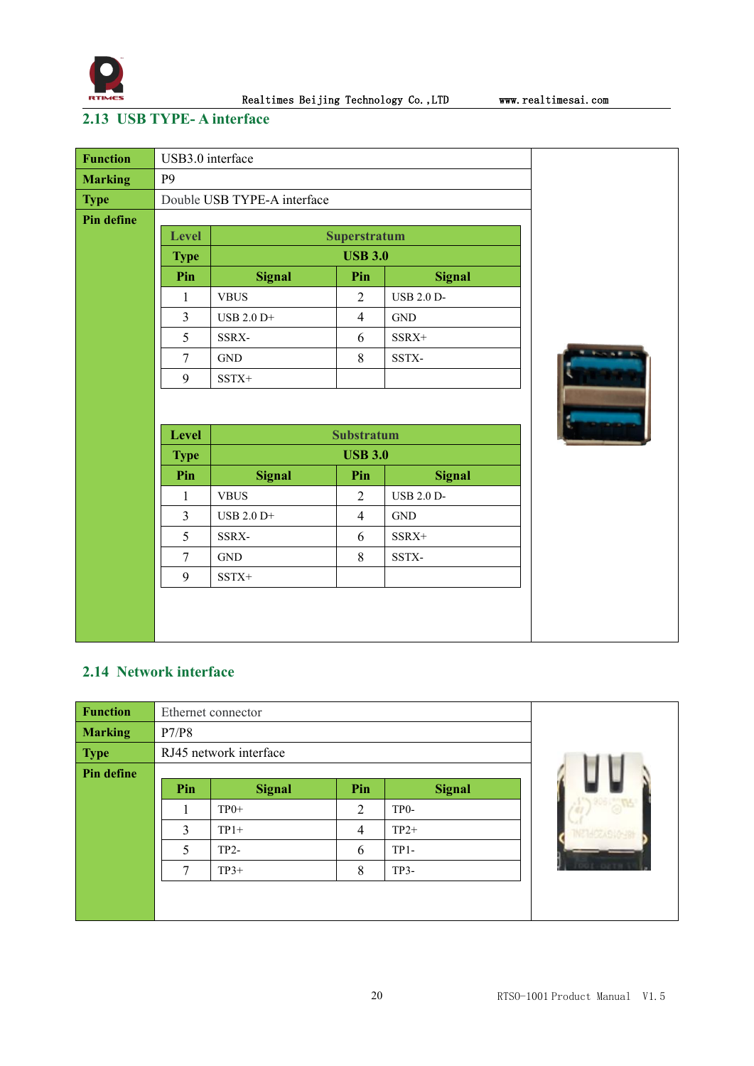## 2.13 USB TYPE- A interface

| Function | USB3.0 interface |
|---|---|
| Marking | P9 |
| Type | Double USB TYPE-A interface |
| Pin define | |

| Level | Superstratum | | |
|---|---|---|---|
| Type | USB 3.0 | | |
| Pin | Signal | Pin | Signal |
| 1 | VBUS | 2 | USB 2.0 D- |
| 3 | USB 2.0 D+ | 4 | GND |
| 5 | SSRX- | 6 | SSRX+ |
| 7 | GND | 8 | SSTX- |
| 9 | SSTX+ | | |

| Level | Substratum | | |
|---|---|---|---|
| Type | USB 3.0 | | |
| Pin | Signal | Pin | Signal |
| 1 | VBUS | 2 | USB 2.0 D- |
| 3 | USB 2.0 D+ | 4 | GND |
| 5 | SSRX- | 6 | SSRX+ |
| 7 | GND | 8 | SSTX- |
| 9 | SSTX+ | | |

## 2.14 Network interface

| Function | Ethernet connector |
|---|---|
| Marking | P7/P8 |
| Type | RJ45 network interface |
| Pin define | |

| Pin | Signal | Pin | Signal |
|---|---|---|---|
| 1 | TP0+ | 2 | TP0- |
| 3 | TP1+ | 4 | TP2+ |
| 5 | TP2- | 6 | TP1- |
| 7 | TP3+ | 8 | TP3- |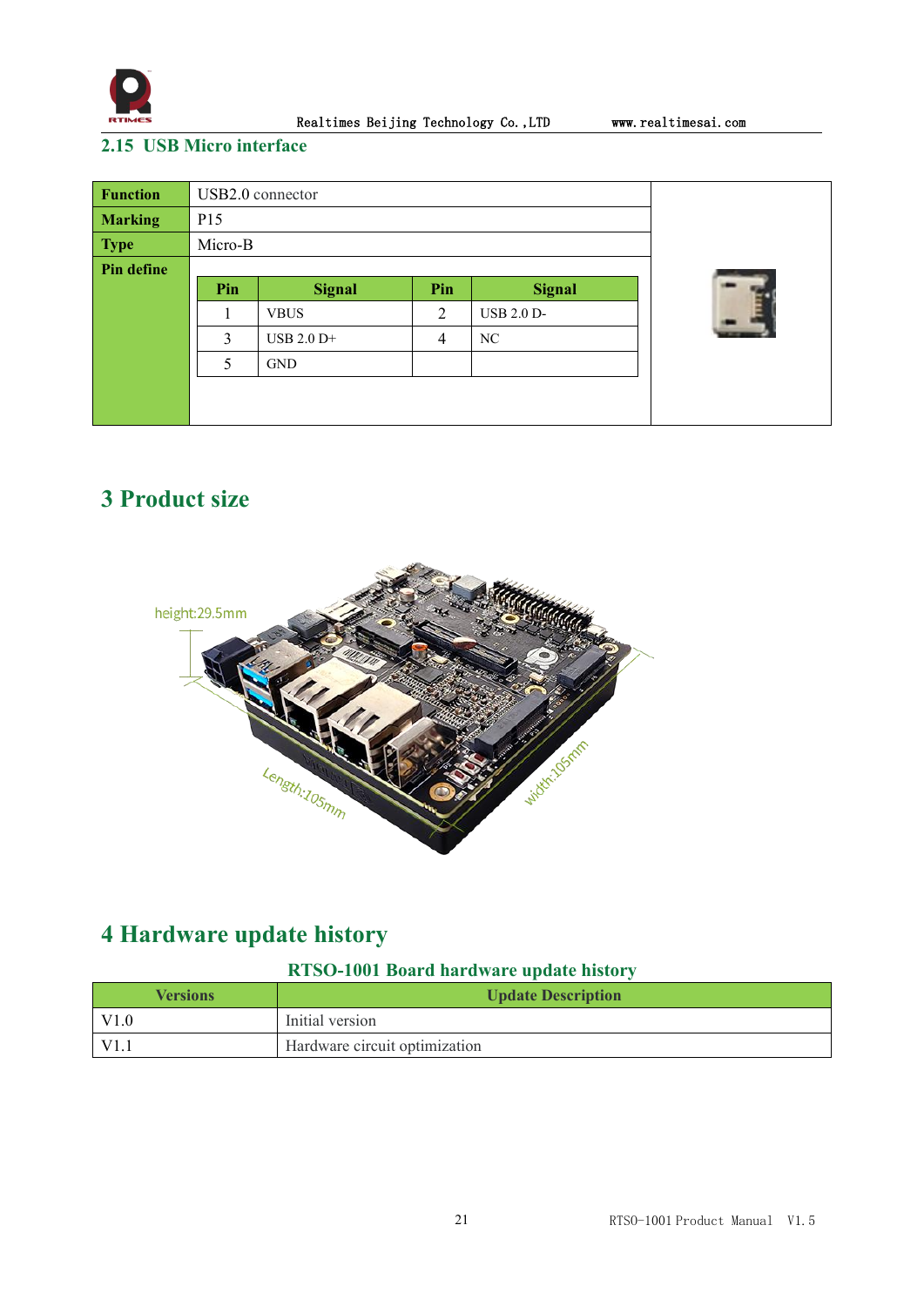## 2.15 USB Micro interface

| Function | USB2.0 connector | | | |
|---|---|---|---|---|
| Marking | P15 | | | |
| Type | Micro-B | | | |
| Pin define | **Pin** | **Signal** | **Pin** | **Signal** |
| | 1 | VBUS | 2 | USB 2.0 D- |
| | 3 | USB 2.0 D+ | 4 | NC |
| | 5 | GND | | |

# 3 Product size

height:29.5mm

Length:105mm

width:105mm

# 4 Hardware update history

**RTSO-1001 Board hardware update history**

| Versions | Update Description |
|---|---|
| V1.0 | Initial version |
| V1.1 | Hardware circuit optimization |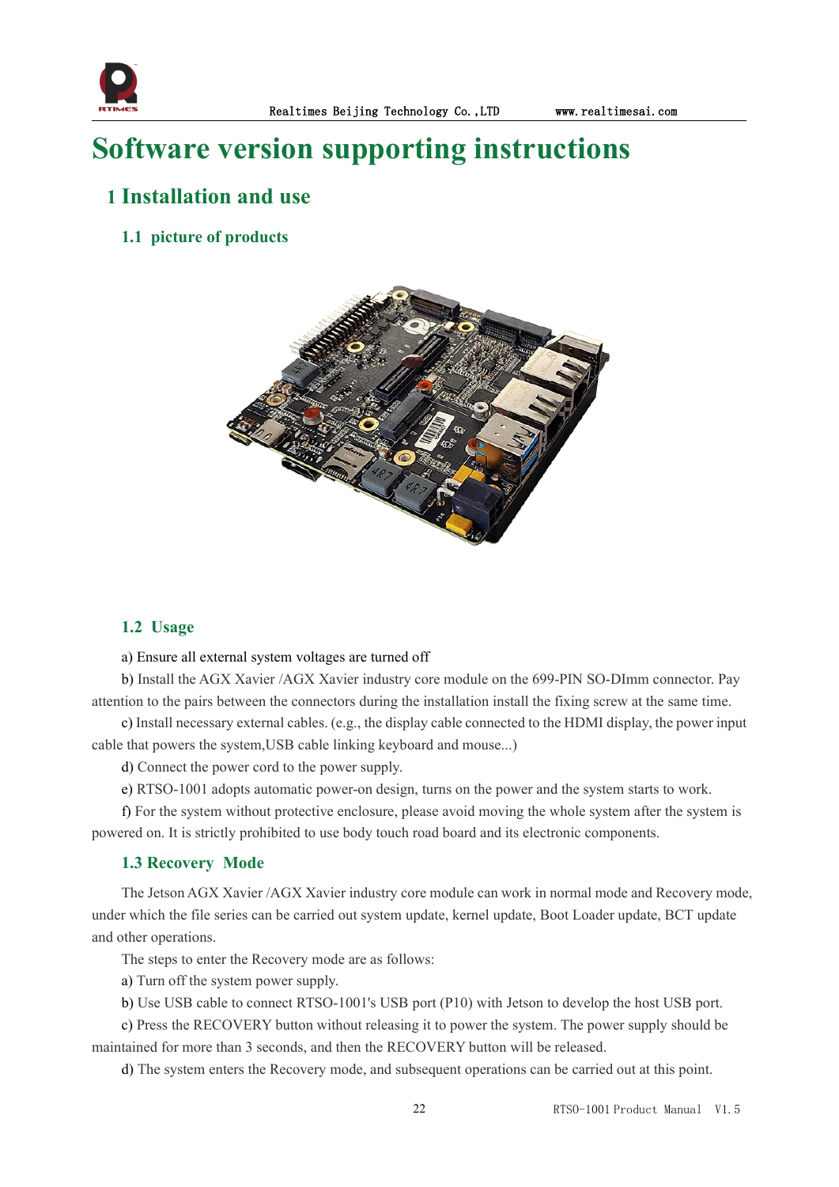# Software version supporting instructions

## 1 Installation and use

### 1.1 picture of products

### 1.2 Usage

a) Ensure all external system voltages are turned off

b) Install the AGX Xavier /AGX Xavier industry core module on the 699-PIN SO-DImm connector. Pay attention to the pairs between the connectors during the installation install the fixing screw at the same time.

c) Install necessary external cables. (e.g., the display cable connected to the HDMI display, the power input cable that powers the system,USB cable linking keyboard and mouse...)

d) Connect the power cord to the power supply.

e) RTSO-1001 adopts automatic power-on design, turns on the power and the system starts to work.

f) For the system without protective enclosure, please avoid moving the whole system after the system is powered on. It is strictly prohibited to use body touch road board and its electronic components.

### 1.3 Recovery Mode

The Jetson AGX Xavier /AGX Xavier industry core module can work in normal mode and Recovery mode, under which the file series can be carried out system update, kernel update, Boot Loader update, BCT update and other operations.

The steps to enter the Recovery mode are as follows:

a) Turn off the system power supply.

b) Use USB cable to connect RTSO-1001's USB port (P10) with Jetson to develop the host USB port.

c) Press the RECOVERY button without releasing it to power the system. The power supply should be maintained for more than 3 seconds, and then the RECOVERY button will be released.

d) The system enters the Recovery mode, and subsequent operations can be carried out at this point.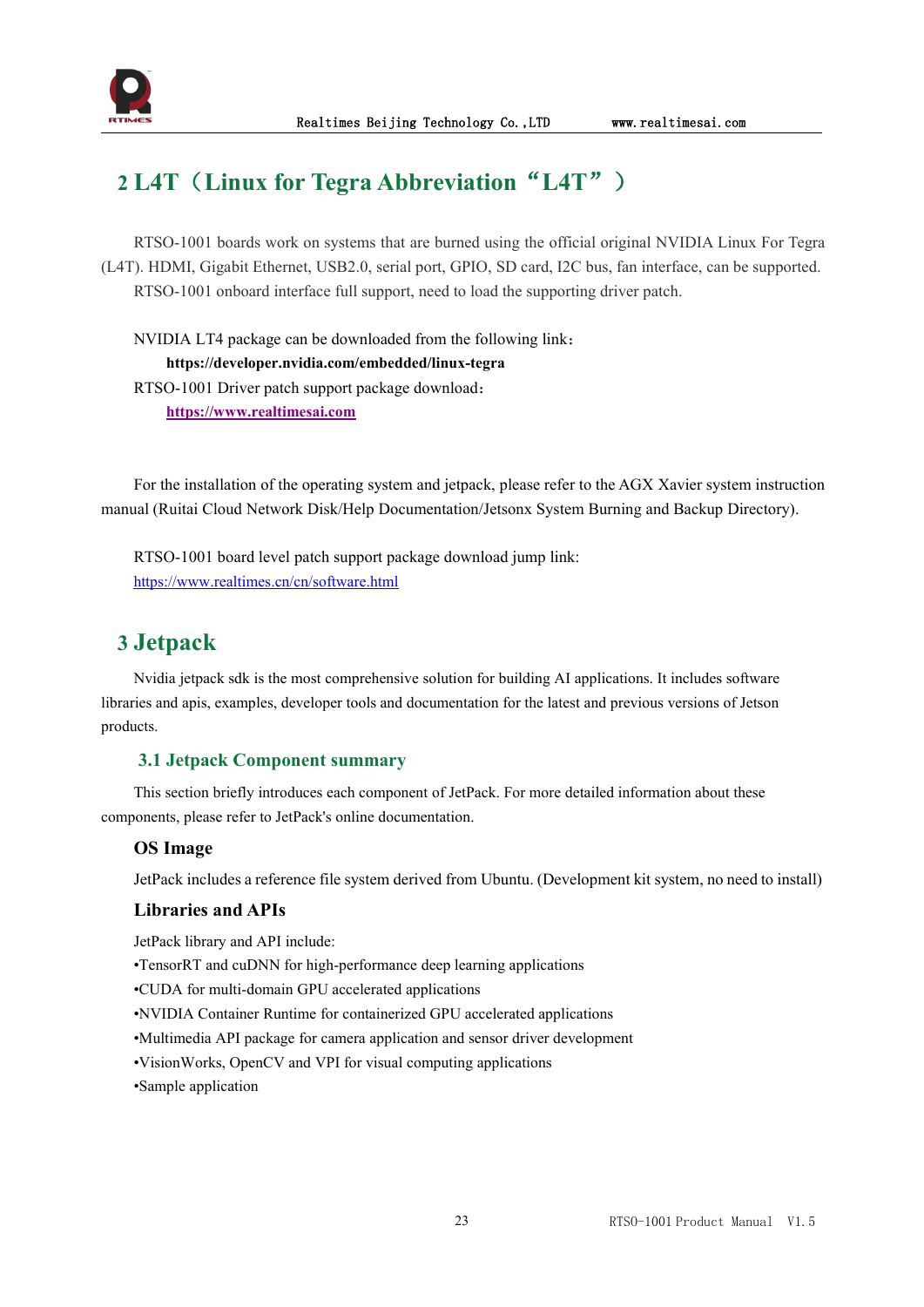## 2 L4T（Linux for Tegra Abbreviation“L4T”）

RTSO-1001 boards work on systems that are burned using the official original NVIDIA Linux For Tegra (L4T). HDMI, Gigabit Ethernet, USB2.0, serial port, GPIO, SD card, I2C bus, fan interface, can be supported.

RTSO-1001 onboard interface full support, need to load the supporting driver patch.

NVIDIA LT4 package can be downloaded from the following link：

**https://developer.nvidia.com/embedded/linux-tegra**

RTSO-1001 Driver patch support package download：

**https://www.realtimesai.com**

For the installation of the operating system and jetpack, please refer to the AGX Xavier system instruction manual (Ruitai Cloud Network Disk/Help Documentation/Jetsonx System Burning and Backup Directory).

RTSO-1001 board level patch support package download jump link:

https://www.realtimes.cn/cn/software.html

## 3 Jetpack

Nvidia jetpack sdk is the most comprehensive solution for building AI applications. It includes software libraries and apis, examples, developer tools and documentation for the latest and previous versions of Jetson products.

### 3.1 Jetpack Component summary

This section briefly introduces each component of JetPack. For more detailed information about these components, please refer to JetPack's online documentation.

#### OS Image

JetPack includes a reference file system derived from Ubuntu. (Development kit system, no need to install)

#### Libraries and APIs

JetPack library and API include:

- TensorRT and cuDNN for high-performance deep learning applications
- CUDA for multi-domain GPU accelerated applications
- NVIDIA Container Runtime for containerized GPU accelerated applications
- Multimedia API package for camera application and sensor driver development
- VisionWorks, OpenCV and VPI for visual computing applications
- Sample application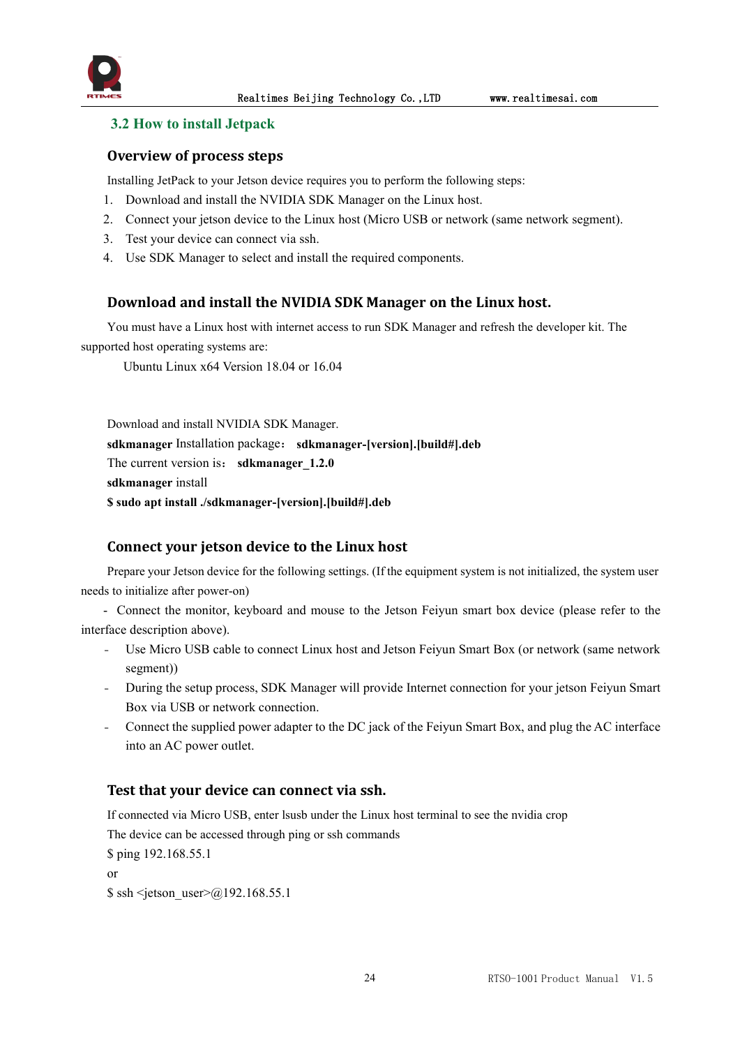## 3.2 How to install Jetpack

### Overview of process steps

Installing JetPack to your Jetson device requires you to perform the following steps:

1. Download and install the NVIDIA SDK Manager on the Linux host.
2. Connect your jetson device to the Linux host (Micro USB or network (same network segment).
3. Test your device can connect via ssh.
4. Use SDK Manager to select and install the required components.

### Download and install the NVIDIA SDK Manager on the Linux host.

You must have a Linux host with internet access to run SDK Manager and refresh the developer kit. The supported host operating systems are:

Ubuntu Linux x64 Version 18.04 or 16.04

Download and install NVIDIA SDK Manager.

**sdkmanager** Installation package： **sdkmanager-[version].[build#].deb**

The current version is： **sdkmanager_1.2.0**

**sdkmanager** install

**$ sudo apt install ./sdkmanager-[version].[build#].deb**

### Connect your jetson device to the Linux host

Prepare your Jetson device for the following settings. (If the equipment system is not initialized, the system user needs to initialize after power-on)

- Connect the monitor, keyboard and mouse to the Jetson Feiyun smart box device (please refer to the interface description above).
- Use Micro USB cable to connect Linux host and Jetson Feiyun Smart Box (or network (same network segment))
- During the setup process, SDK Manager will provide Internet connection for your jetson Feiyun Smart Box via USB or network connection.
- Connect the supplied power adapter to the DC jack of the Feiyun Smart Box, and plug the AC interface into an AC power outlet.

### Test that your device can connect via ssh.

If connected via Micro USB, enter lsusb under the Linux host terminal to see the nvidia crop

The device can be accessed through ping or ssh commands

$ ping 192.168.55.1

or

$ ssh <jetson_user>@192.168.55.1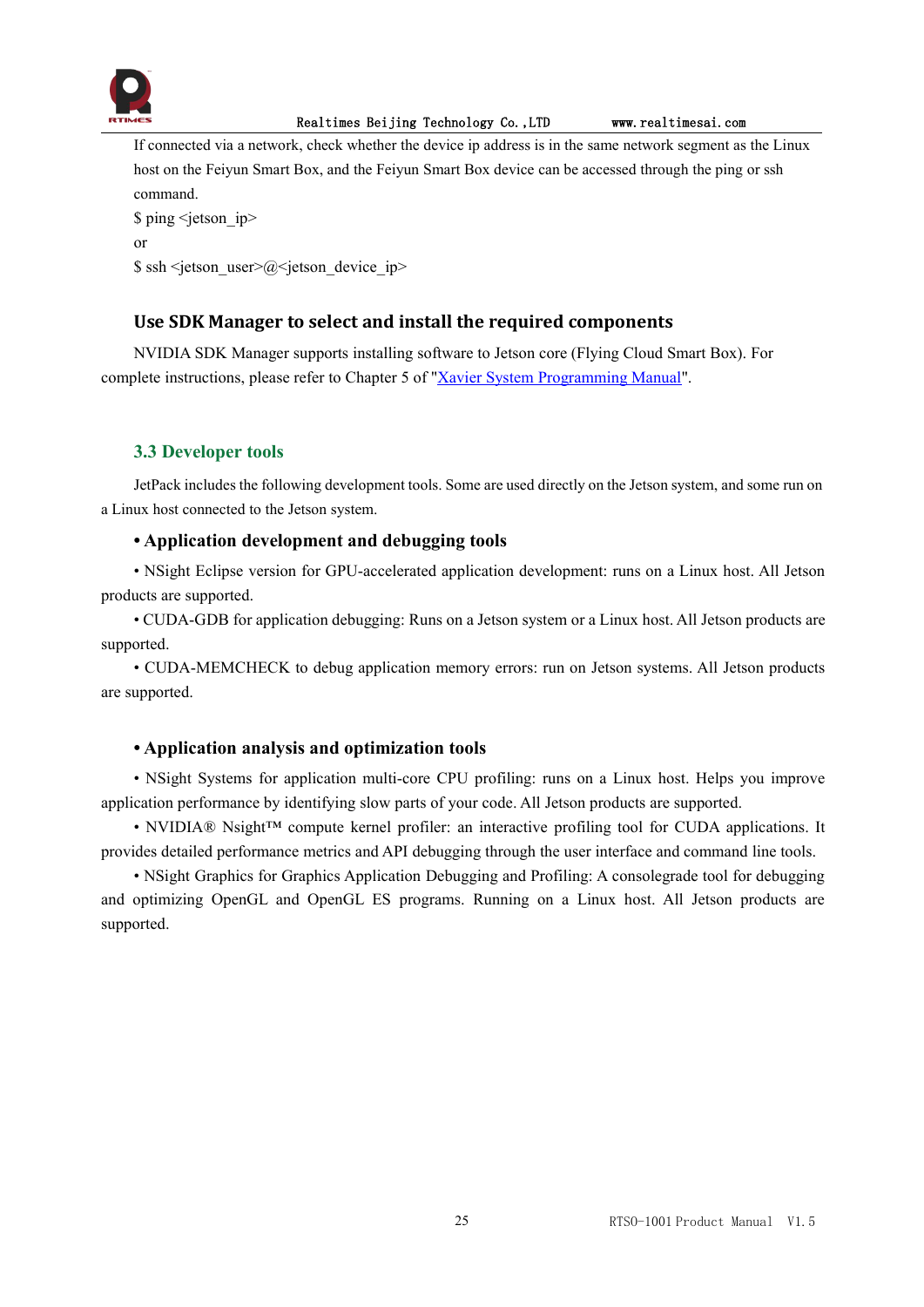If connected via a network, check whether the device ip address is in the same network segment as the Linux host on the Feiyun Smart Box, and the Feiyun Smart Box device can be accessed through the ping or ssh command.

$ ping <jetson_ip>

or

$ ssh <jetson_user>@<jetson_device_ip>

### Use SDK Manager to select and install the required components

NVIDIA SDK Manager supports installing software to Jetson core (Flying Cloud Smart Box). For complete instructions, please refer to Chapter 5 of "Xavier System Programming Manual".

## 3.3 Developer tools

JetPack includes the following development tools. Some are used directly on the Jetson system, and some run on a Linux host connected to the Jetson system.

### • Application development and debugging tools

• NSight Eclipse version for GPU-accelerated application development: runs on a Linux host. All Jetson products are supported.

• CUDA-GDB for application debugging: Runs on a Jetson system or a Linux host. All Jetson products are supported.

• CUDA-MEMCHECK to debug application memory errors: run on Jetson systems. All Jetson products are supported.

### • Application analysis and optimization tools

• NSight Systems for application multi-core CPU profiling: runs on a Linux host. Helps you improve application performance by identifying slow parts of your code. All Jetson products are supported.

• NVIDIA® Nsight™ compute kernel profiler: an interactive profiling tool for CUDA applications. It provides detailed performance metrics and API debugging through the user interface and command line tools.

• NSight Graphics for Graphics Application Debugging and Profiling: A consolegrade tool for debugging and optimizing OpenGL and OpenGL ES programs. Running on a Linux host. All Jetson products are supported.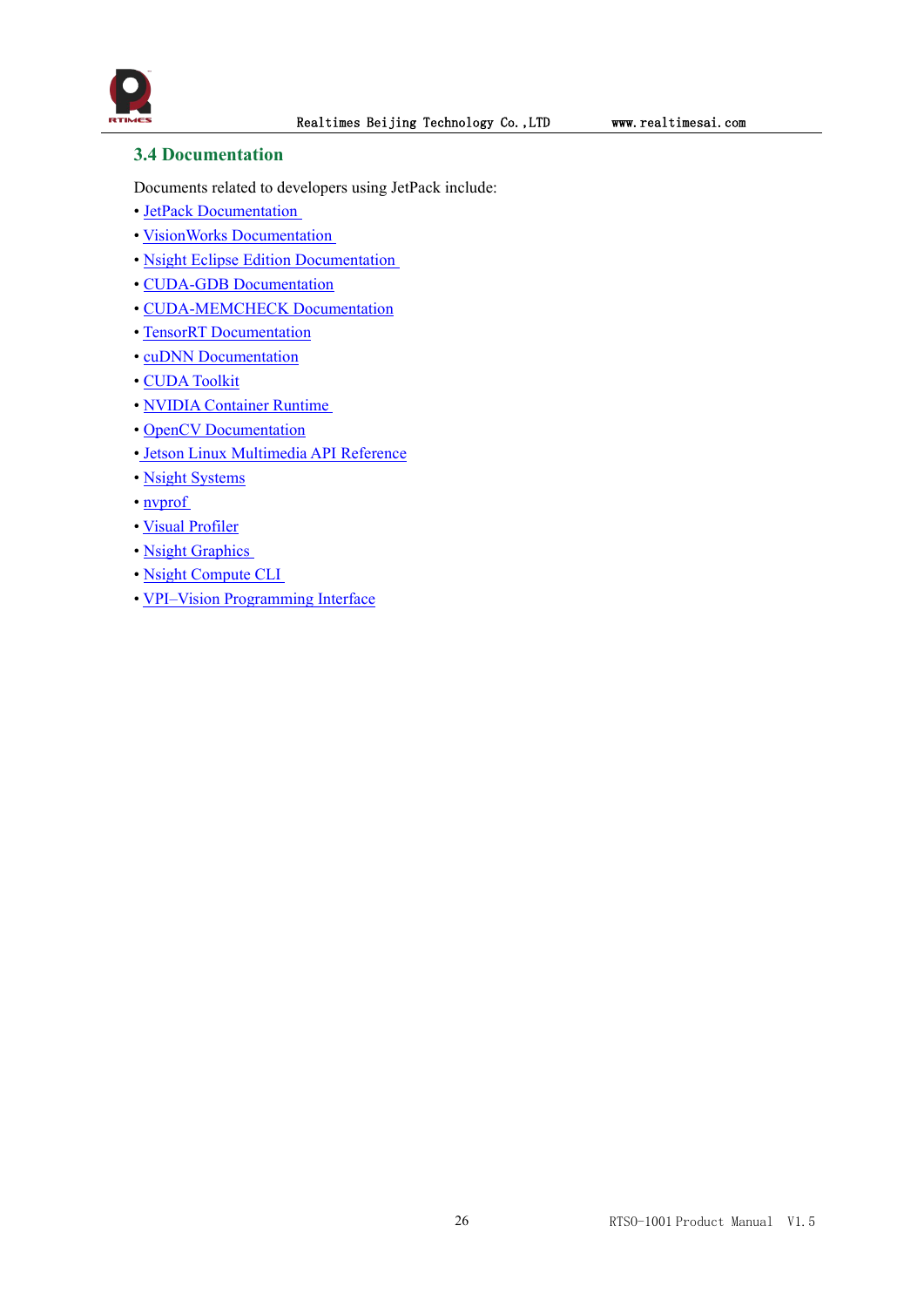## 3.4 Documentation

Documents related to developers using JetPack include:

- JetPack Documentation
- VisionWorks Documentation
- Nsight Eclipse Edition Documentation
- CUDA-GDB Documentation
- CUDA-MEMCHECK Documentation
- TensorRT Documentation
- cuDNN Documentation
- CUDA Toolkit
- NVIDIA Container Runtime
- OpenCV Documentation
- Jetson Linux Multimedia API Reference
- Nsight Systems
- nvprof
- Visual Profiler
- Nsight Graphics
- Nsight Compute CLI
- VPI–Vision Programming Interface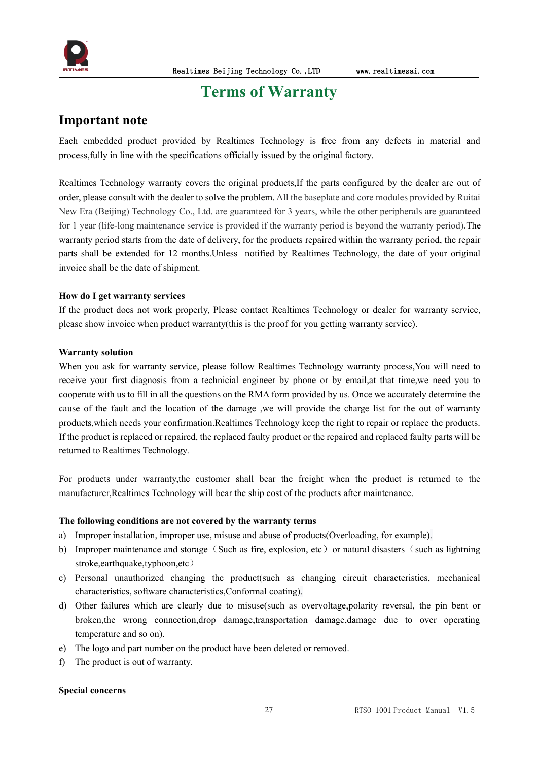# Terms of Warranty

## Important note

Each embedded product provided by Realtimes Technology is free from any defects in material and process,fully in line with the specifications officially issued by the original factory.

Realtimes Technology warranty covers the original products,If the parts configured by the dealer are out of order, please consult with the dealer to solve the problem. All the baseplate and core modules provided by Ruitai New Era (Beijing) Technology Co., Ltd. are guaranteed for 3 years, while the other peripherals are guaranteed for 1 year (life-long maintenance service is provided if the warranty period is beyond the warranty period).The warranty period starts from the date of delivery, for the products repaired within the warranty period, the repair parts shall be extended for 12 months.Unless notified by Realtimes Technology, the date of your original invoice shall be the date of shipment.

**How do I get warranty services**

If the product does not work properly, Please contact Realtimes Technology or dealer for warranty service, please show invoice when product warranty(this is the proof for you getting warranty service).

**Warranty solution**

When you ask for warranty service, please follow Realtimes Technology warranty process,You will need to receive your first diagnosis from a technicial engineer by phone or by email,at that time,we need you to cooperate with us to fill in all the questions on the RMA form provided by us. Once we accurately determine the cause of the fault and the location of the damage ,we will provide the charge list for the out of warranty products,which needs your confirmation.Realtimes Technology keep the right to repair or replace the products. If the product is replaced or repaired, the replaced faulty product or the repaired and replaced faulty parts will be returned to Realtimes Technology.

For products under warranty,the customer shall bear the freight when the product is returned to the manufacturer,Realtimes Technology will bear the ship cost of the products after maintenance.

**The following conditions are not covered by the warranty terms**

a) Improper installation, improper use, misuse and abuse of products(Overloading, for example).
b) Improper maintenance and storage（Such as fire, explosion, etc）or natural disasters（such as lightning stroke,earthquake,typhoon,etc）
c) Personal unauthorized changing the product(such as changing circuit characteristics, mechanical characteristics, software characteristics,Conformal coating).
d) Other failures which are clearly due to misuse(such as overvoltage,polarity reversal, the pin bent or broken,the wrong connection,drop damage,transportation damage,damage due to over operating temperature and so on).
e) The logo and part number on the product have been deleted or removed.
f) The product is out of warranty.

**Special concerns**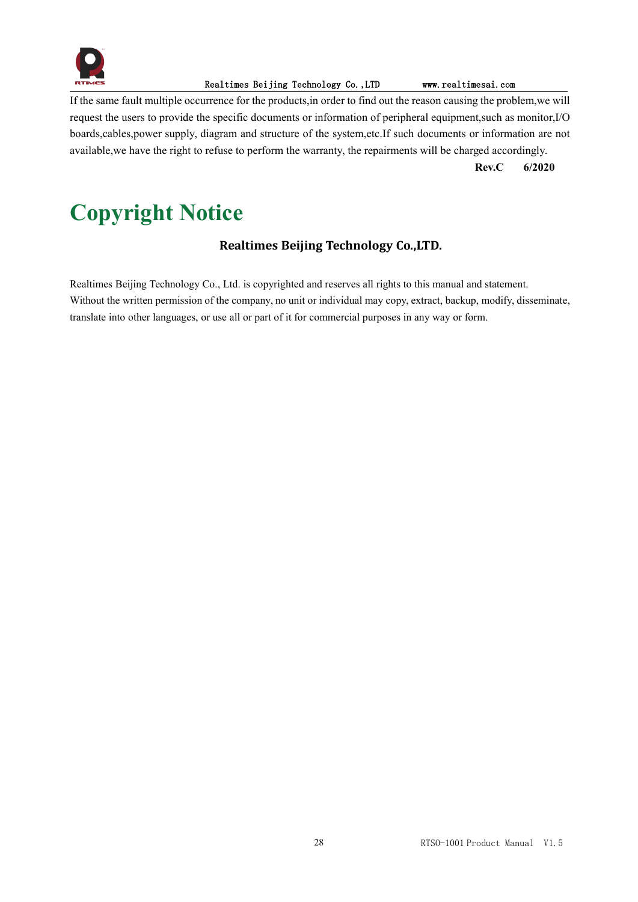If the same fault multiple occurrence for the products,in order to find out the reason causing the problem,we will request the users to provide the specific documents or information of peripheral equipment,such as monitor,I/O boards,cables,power supply, diagram and structure of the system,etc.If such documents or information are not available,we have the right to refuse to perform the warranty, the repairments will be charged accordingly.

**Rev.C 6/2020**

# Copyright Notice

**Realtimes Beijing Technology Co.,LTD.**

Realtimes Beijing Technology Co., Ltd. is copyrighted and reserves all rights to this manual and statement.
Without the written permission of the company, no unit or individual may copy, extract, backup, modify, disseminate, translate into other languages, or use all or part of it for commercial purposes in any way or form.